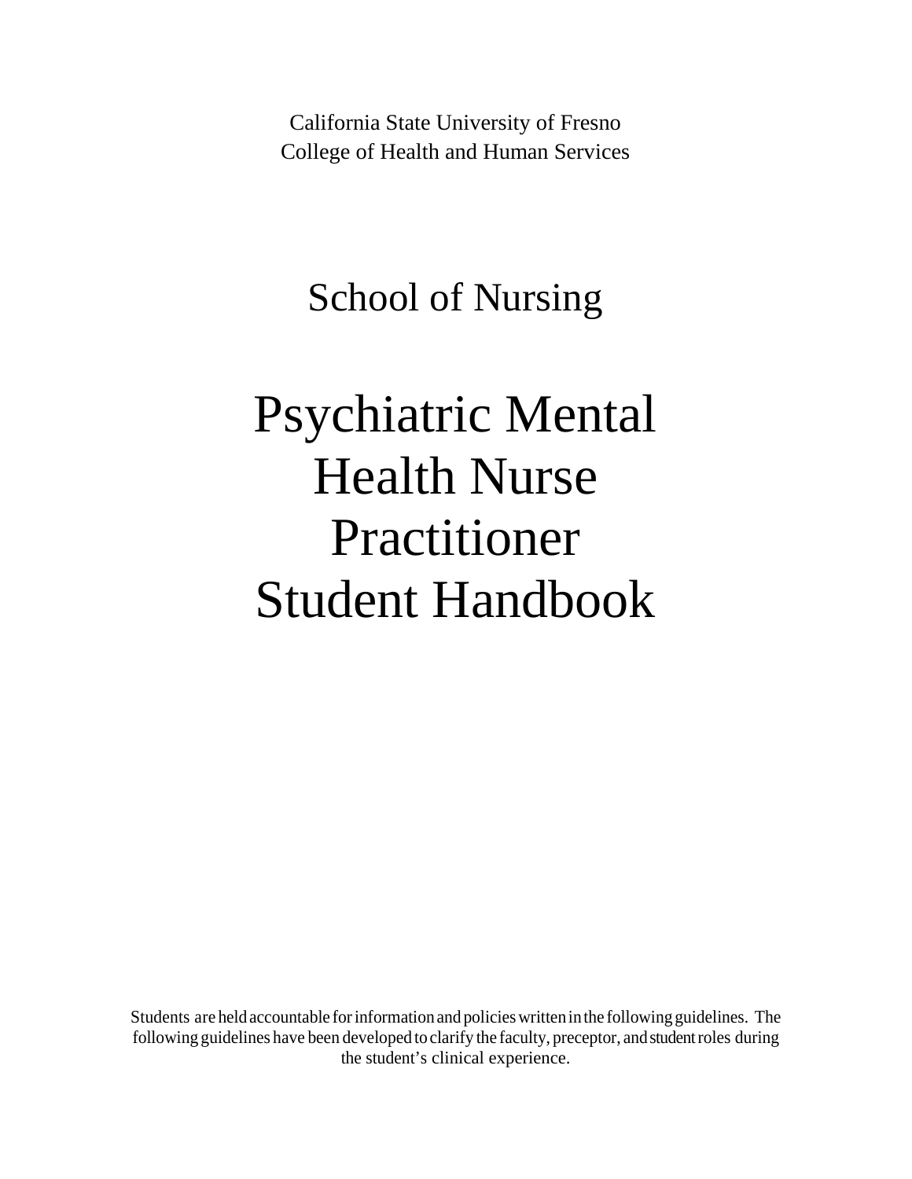California State University of Fresno
College of Health and Human Services

## School of Nursing

# Psychiatric Mental Health Nurse Practitioner Student Handbook

Students are held accountable for information and policies written in the following guidelines. The following guidelines have been developed to clarify the faculty, preceptor, and student roles during the student's clinical experience.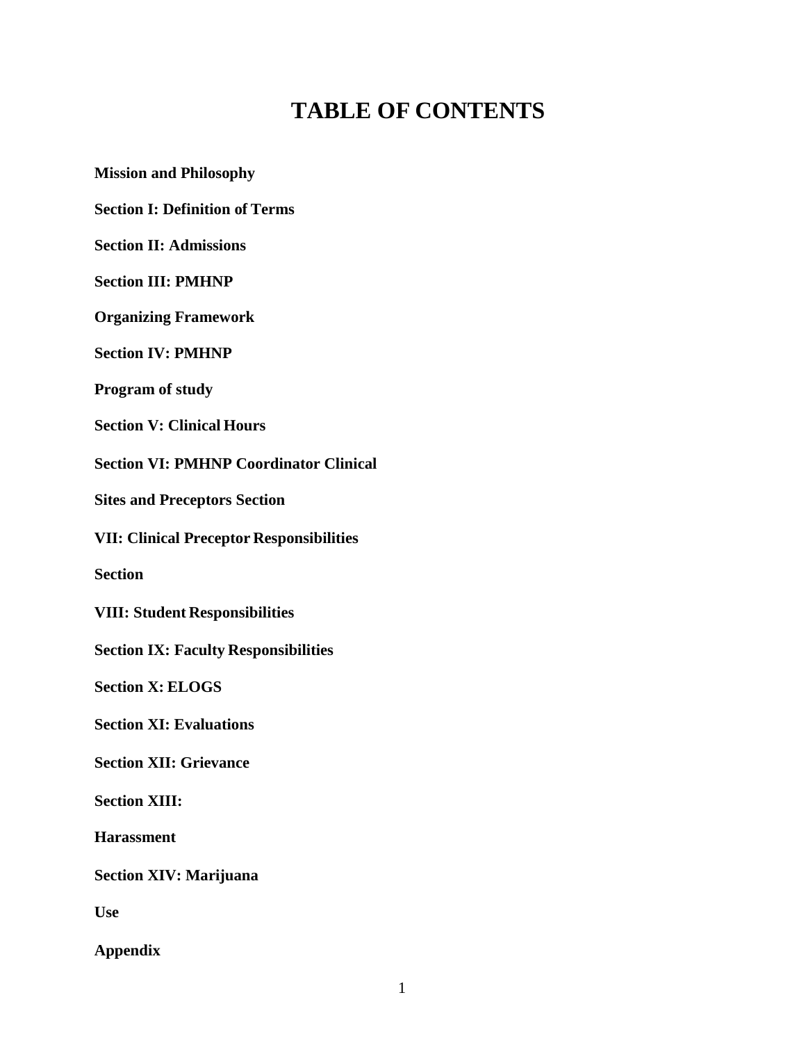# TABLE OF CONTENTS

**Mission and Philosophy**

**Section I: Definition of Terms**

**Section II: Admissions**

**Section III: PMHNP**

**Organizing Framework**

**Section IV: PMHNP**

**Program of study**

**Section V: Clinical Hours**

**Section VI: PMHNP Coordinator Clinical**

**Sites and Preceptors Section**

**VII: Clinical Preceptor Responsibilities**

**Section**

**VIII: Student Responsibilities**

**Section IX: Faculty Responsibilities**

**Section X: ELOGS**

**Section XI: Evaluations**

**Section XII: Grievance**

**Section XIII:**

**Harassment**

**Section XIV: Marijuana**

**Use**

**Appendix**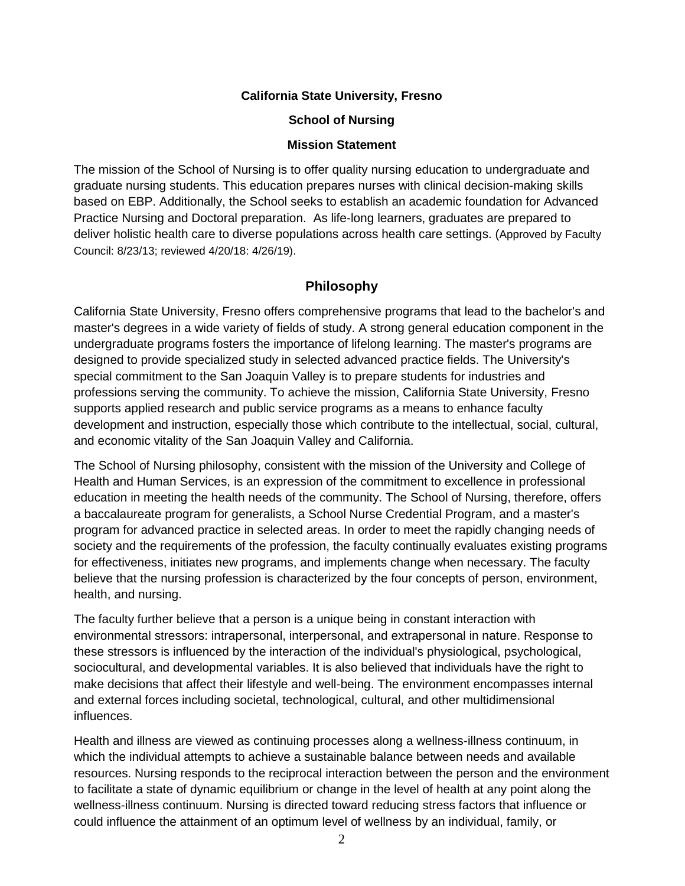**California State University, Fresno**

**School of Nursing**

**Mission Statement**

The mission of the School of Nursing is to offer quality nursing education to undergraduate and graduate nursing students. This education prepares nurses with clinical decision-making skills based on EBP. Additionally, the School seeks to establish an academic foundation for Advanced Practice Nursing and Doctoral preparation. As life-long learners, graduates are prepared to deliver holistic health care to diverse populations across health care settings. (Approved by Faculty Council: 8/23/13; reviewed 4/20/18: 4/26/19).

## Philosophy

California State University, Fresno offers comprehensive programs that lead to the bachelor's and master's degrees in a wide variety of fields of study. A strong general education component in the undergraduate programs fosters the importance of lifelong learning. The master's programs are designed to provide specialized study in selected advanced practice fields. The University's special commitment to the San Joaquin Valley is to prepare students for industries and professions serving the community. To achieve the mission, California State University, Fresno supports applied research and public service programs as a means to enhance faculty development and instruction, especially those which contribute to the intellectual, social, cultural, and economic vitality of the San Joaquin Valley and California.

The School of Nursing philosophy, consistent with the mission of the University and College of Health and Human Services, is an expression of the commitment to excellence in professional education in meeting the health needs of the community. The School of Nursing, therefore, offers a baccalaureate program for generalists, a School Nurse Credential Program, and a master's program for advanced practice in selected areas. In order to meet the rapidly changing needs of society and the requirements of the profession, the faculty continually evaluates existing programs for effectiveness, initiates new programs, and implements change when necessary. The faculty believe that the nursing profession is characterized by the four concepts of person, environment, health, and nursing.

The faculty further believe that a person is a unique being in constant interaction with environmental stressors: intrapersonal, interpersonal, and extrapersonal in nature. Response to these stressors is influenced by the interaction of the individual's physiological, psychological, sociocultural, and developmental variables. It is also believed that individuals have the right to make decisions that affect their lifestyle and well-being. The environment encompasses internal and external forces including societal, technological, cultural, and other multidimensional influences.

Health and illness are viewed as continuing processes along a wellness-illness continuum, in which the individual attempts to achieve a sustainable balance between needs and available resources. Nursing responds to the reciprocal interaction between the person and the environment to facilitate a state of dynamic equilibrium or change in the level of health at any point along the wellness-illness continuum. Nursing is directed toward reducing stress factors that influence or could influence the attainment of an optimum level of wellness by an individual, family, or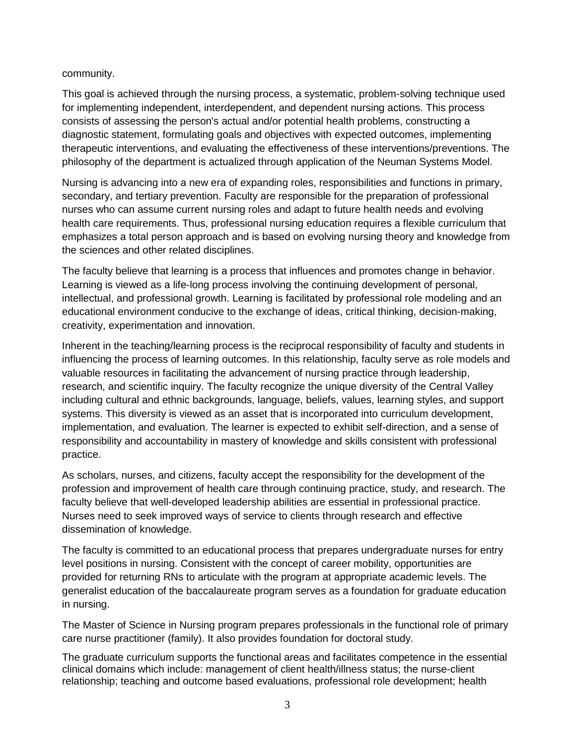community.

This goal is achieved through the nursing process, a systematic, problem-solving technique used for implementing independent, interdependent, and dependent nursing actions. This process consists of assessing the person's actual and/or potential health problems, constructing a diagnostic statement, formulating goals and objectives with expected outcomes, implementing therapeutic interventions, and evaluating the effectiveness of these interventions/preventions. The philosophy of the department is actualized through application of the Neuman Systems Model.

Nursing is advancing into a new era of expanding roles, responsibilities and functions in primary, secondary, and tertiary prevention. Faculty are responsible for the preparation of professional nurses who can assume current nursing roles and adapt to future health needs and evolving health care requirements. Thus, professional nursing education requires a flexible curriculum that emphasizes a total person approach and is based on evolving nursing theory and knowledge from the sciences and other related disciplines.

The faculty believe that learning is a process that influences and promotes change in behavior. Learning is viewed as a life-long process involving the continuing development of personal, intellectual, and professional growth. Learning is facilitated by professional role modeling and an educational environment conducive to the exchange of ideas, critical thinking, decision-making, creativity, experimentation and innovation.

Inherent in the teaching/learning process is the reciprocal responsibility of faculty and students in influencing the process of learning outcomes. In this relationship, faculty serve as role models and valuable resources in facilitating the advancement of nursing practice through leadership, research, and scientific inquiry. The faculty recognize the unique diversity of the Central Valley including cultural and ethnic backgrounds, language, beliefs, values, learning styles, and support systems. This diversity is viewed as an asset that is incorporated into curriculum development, implementation, and evaluation. The learner is expected to exhibit self-direction, and a sense of responsibility and accountability in mastery of knowledge and skills consistent with professional practice.

As scholars, nurses, and citizens, faculty accept the responsibility for the development of the profession and improvement of health care through continuing practice, study, and research. The faculty believe that well-developed leadership abilities are essential in professional practice. Nurses need to seek improved ways of service to clients through research and effective dissemination of knowledge.

The faculty is committed to an educational process that prepares undergraduate nurses for entry level positions in nursing. Consistent with the concept of career mobility, opportunities are provided for returning RNs to articulate with the program at appropriate academic levels. The generalist education of the baccalaureate program serves as a foundation for graduate education in nursing.

The Master of Science in Nursing program prepares professionals in the functional role of primary care nurse practitioner (family). It also provides foundation for doctoral study.

The graduate curriculum supports the functional areas and facilitates competence in the essential clinical domains which include: management of client health/illness status; the nurse-client relationship; teaching and outcome based evaluations, professional role development; health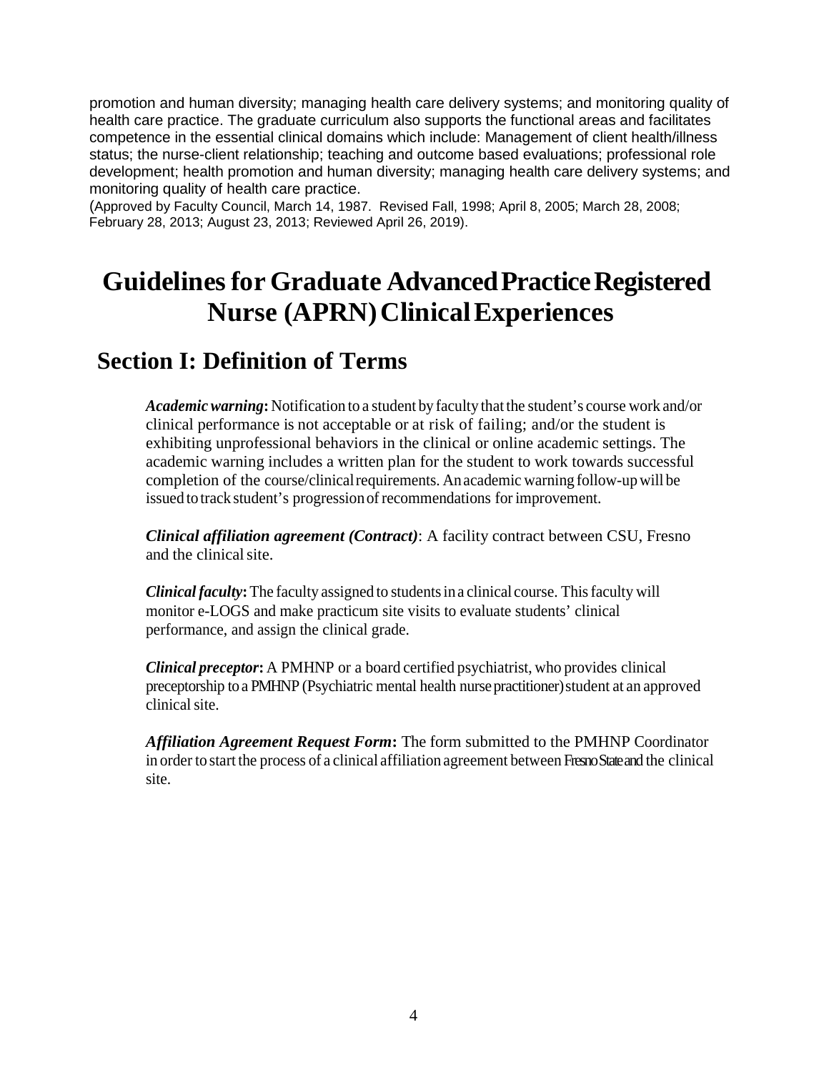promotion and human diversity; managing health care delivery systems; and monitoring quality of health care practice. The graduate curriculum also supports the functional areas and facilitates competence in the essential clinical domains which include: Management of client health/illness status; the nurse-client relationship; teaching and outcome based evaluations; professional role development; health promotion and human diversity; managing health care delivery systems; and monitoring quality of health care practice.
(Approved by Faculty Council, March 14, 1987. Revised Fall, 1998; April 8, 2005; March 28, 2008; February 28, 2013; August 23, 2013; Reviewed April 26, 2019).

# Guidelines for Graduate Advanced Practice Registered Nurse (APRN) Clinical Experiences

## Section I: Definition of Terms

***Academic warning*:** Notification to a student by faculty that the student's course work and/or clinical performance is not acceptable or at risk of failing; and/or the student is exhibiting unprofessional behaviors in the clinical or online academic settings. The academic warning includes a written plan for the student to work towards successful completion of the course/clinical requirements. An academic warning follow-up will be issued to track student's progression of recommendations for improvement.

***Clinical affiliation agreement (Contract)***: A facility contract between CSU, Fresno and the clinical site.

***Clinical faculty*:** The faculty assigned to students in a clinical course. This faculty will monitor e-LOGS and make practicum site visits to evaluate students' clinical performance, and assign the clinical grade.

***Clinical preceptor*:** A PMHNP or a board certified psychiatrist, who provides clinical preceptorship to a PMHNP (Psychiatric mental health nurse practitioner) student at an approved clinical site.

***Affiliation Agreement Request Form*:** The form submitted to the PMHNP Coordinator in order to start the process of a clinical affiliation agreement between Fresno State and the clinical site.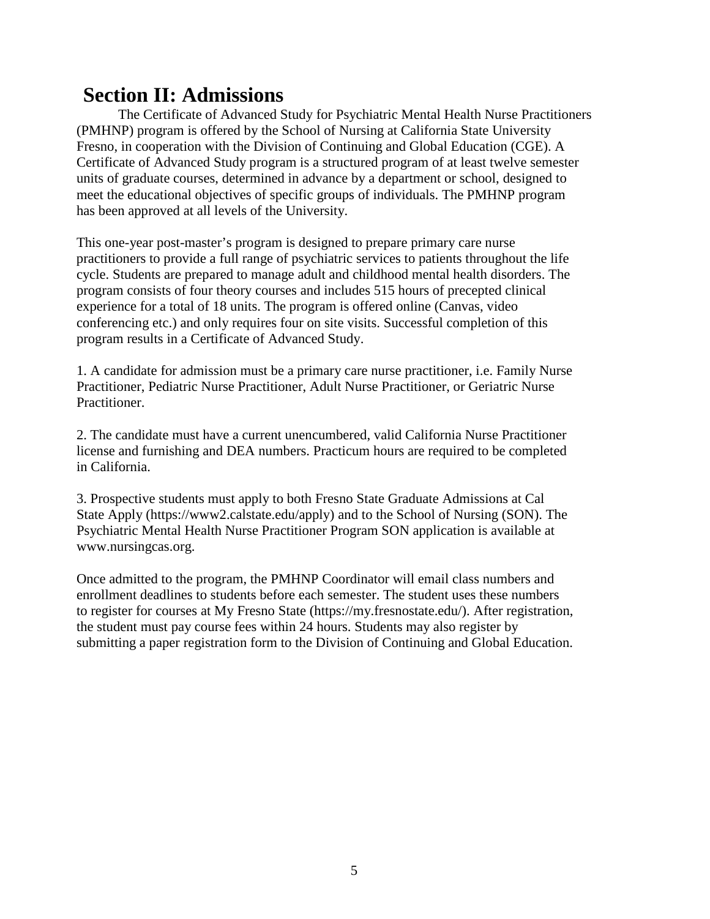## Section II: Admissions

The Certificate of Advanced Study for Psychiatric Mental Health Nurse Practitioners (PMHNP) program is offered by the School of Nursing at California State University Fresno, in cooperation with the Division of Continuing and Global Education (CGE). A Certificate of Advanced Study program is a structured program of at least twelve semester units of graduate courses, determined in advance by a department or school, designed to meet the educational objectives of specific groups of individuals. The PMHNP program has been approved at all levels of the University.

This one-year post-master's program is designed to prepare primary care nurse practitioners to provide a full range of psychiatric services to patients throughout the life cycle. Students are prepared to manage adult and childhood mental health disorders. The program consists of four theory courses and includes 515 hours of precepted clinical experience for a total of 18 units. The program is offered online (Canvas, video conferencing etc.) and only requires four on site visits. Successful completion of this program results in a Certificate of Advanced Study.

1. A candidate for admission must be a primary care nurse practitioner, i.e. Family Nurse Practitioner, Pediatric Nurse Practitioner, Adult Nurse Practitioner, or Geriatric Nurse Practitioner.

2. The candidate must have a current unencumbered, valid California Nurse Practitioner license and furnishing and DEA numbers. Practicum hours are required to be completed in California.

3. Prospective students must apply to both Fresno State Graduate Admissions at Cal State Apply (https://www2.calstate.edu/apply) and to the School of Nursing (SON). The Psychiatric Mental Health Nurse Practitioner Program SON application is available at www.nursingcas.org.

Once admitted to the program, the PMHNP Coordinator will email class numbers and enrollment deadlines to students before each semester. The student uses these numbers to register for courses at My Fresno State (https://my.fresnostate.edu/). After registration, the student must pay course fees within 24 hours. Students may also register by submitting a paper registration form to the Division of Continuing and Global Education.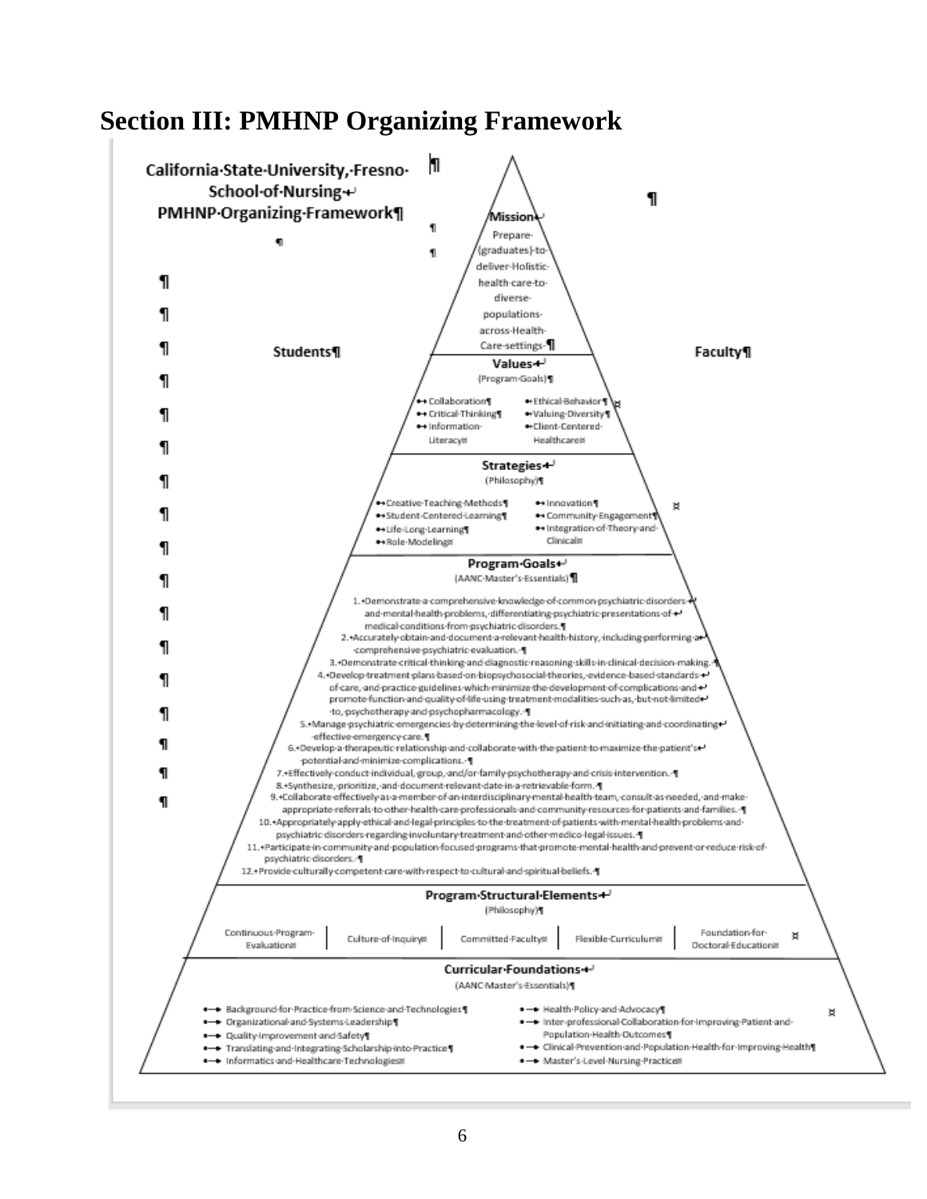# Section III: PMHNP Organizing Framework

**California State University, Fresno**
**School of Nursing**
**PMHNP Organizing Framework**

**Students** | **Faculty**

### Mission

Prepare (graduates) to deliver Holistic health care to diverse populations across Health Care settings.

### Values
(Program Goals)

- Collaboration
- Critical Thinking
- Information Literacy
- Ethical Behavior
- Valuing Diversity
- Client Centered Healthcare

### Strategies
(Philosophy)

- Creative Teaching Methods
- Student Centered Learning
- Life Long Learning
- Role Modeling
- Innovation
- Community Engagement
- Integration of Theory and Clinical

### Program Goals
(AANC Master's Essentials)

1. Demonstrate a comprehensive knowledge of common psychiatric disorders and mental health problems, differentiating psychiatric presentations of medical conditions from psychiatric disorders.
2. Accurately obtain and document a relevant health history, including performing a comprehensive psychiatric evaluation.
3. Demonstrate critical thinking and diagnostic reasoning skills in clinical decision making.
4. Develop treatment plans based on biopsychosocial theories, evidence based standards of care, and practice guidelines which minimize the development of complications and promote function and quality of life using treatment modalities such as, but not limited to, psychotherapy and psychopharmacology.
5. Manage psychiatric emergencies by determining the level of risk and initiating and coordinating effective emergency care.
6. Develop a therapeutic relationship and collaborate with the patient to maximize the patient's potential and minimize complications.
7. Effectively conduct individual, group, and/or family psychotherapy and crisis intervention.
8. Synthesize, prioritize, and document relevant date in a retrievable form.
9. Collaborate effectively as a member of an interdisciplinary mental health team, consult as needed, and make appropriate referrals to other health care professionals and community resources for patients and families.
10. Appropriately apply ethical and legal principles to the treatment of patients with mental health problems and psychiatric disorders regarding involuntary treatment and other medico legal issues.
11. Participate in community and population focused programs that promote mental health and prevent or reduce risk of psychiatric disorders.
12. Provide culturally competent care with respect to cultural and spiritual beliefs.

### Program Structural Elements
(Philosophy)

| Continuous Program Evaluation | Culture of Inquiry | Committed Faculty | Flexible Curriculum | Foundation for Doctoral Education |
|---|---|---|---|---|

### Curricular Foundations
(AANC Master's Essentials)

- Background for Practice from Science and Technologies
- Organizational and Systems Leadership
- Quality Improvement and Safety
- Translating and Integrating Scholarship into Practice
- Informatics and Healthcare Technologies
- Health Policy and Advocacy
- Inter-professional Collaboration for Improving Patient and Population Health Outcomes
- Clinical Prevention and Population Health for Improving Health
- Master's Level Nursing Practice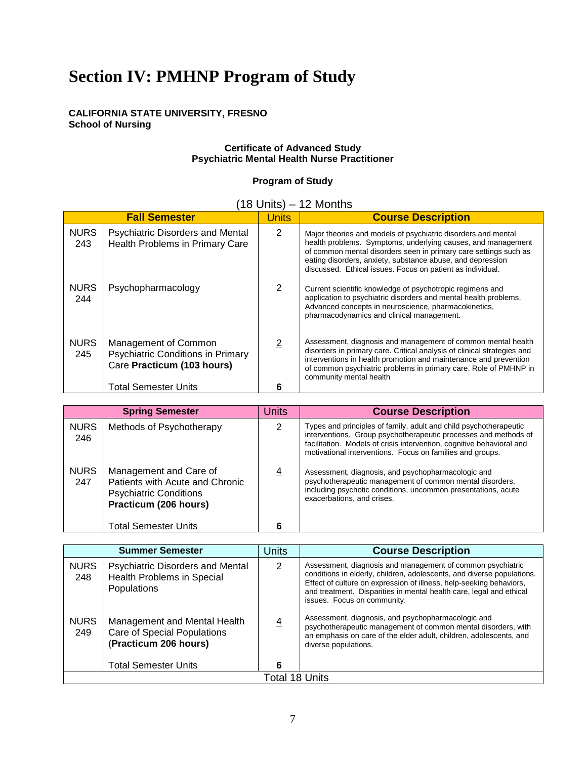# Section IV: PMHNP Program of Study

**CALIFORNIA STATE UNIVERSITY, FRESNO**
**School of Nursing**

**Certificate of Advanced Study**
**Psychiatric Mental Health Nurse Practitioner**

**Program of Study**

(18 Units) – 12 Months

| Fall Semester | | Units | Course Description |
|---|---|---|---|
| NURS 243 | Psychiatric Disorders and Mental Health Problems in Primary Care | 2 | Major theories and models of psychiatric disorders and mental health problems. Symptoms, underlying causes, and management of common mental disorders seen in primary care settings such as eating disorders, anxiety, substance abuse, and depression discussed. Ethical issues. Focus on patient as individual. |
| NURS 244 | Psychopharmacology | 2 | Current scientific knowledge of psychotropic regimens and application to psychiatric disorders and mental health problems. Advanced concepts in neuroscience, pharmacokinetics, pharmacodynamics and clinical management. |
| NURS 245 | Management of Common Psychiatric Conditions in Primary Care **Practicum (103 hours)** | 2 | Assessment, diagnosis and management of common mental health disorders in primary care. Critical analysis of clinical strategies and interventions in health promotion and maintenance and prevention of common psychiatric problems in primary care. Role of PMHNP in community mental health |
| | Total Semester Units | **6** | |

| Spring Semester | | Units | Course Description |
|---|---|---|---|
| NURS 246 | Methods of Psychotherapy | 2 | Types and principles of family, adult and child psychotherapeutic interventions. Group psychotherapeutic processes and methods of facilitation. Models of crisis intervention, cognitive behavioral and motivational interventions. Focus on families and groups. |
| NURS 247 | Management and Care of Patients with Acute and Chronic Psychiatric Conditions **Practicum (206 hours)** | 4 | Assessment, diagnosis, and psychopharmacologic and psychotherapeutic management of common mental disorders, including psychotic conditions, uncommon presentations, acute exacerbations, and crises. |
| | Total Semester Units | **6** | |

| Summer Semester | | Units | Course Description |
|---|---|---|---|
| NURS 248 | Psychiatric Disorders and Mental Health Problems in Special Populations | 2 | Assessment, diagnosis and management of common psychiatric conditions in elderly, children, adolescents, and diverse populations. Effect of culture on expression of illness, help-seeking behaviors, and treatment. Disparities in mental health care, legal and ethical issues. Focus on community. |
| NURS 249 | Management and Mental Health Care of Special Populations (**Practicum 206 hours)** | 4 | Assessment, diagnosis, and psychopharmacologic and psychotherapeutic management of common mental disorders, with an emphasis on care of the elder adult, children, adolescents, and diverse populations. |
| | Total Semester Units | **6** | |
| | | Total 18 Units | |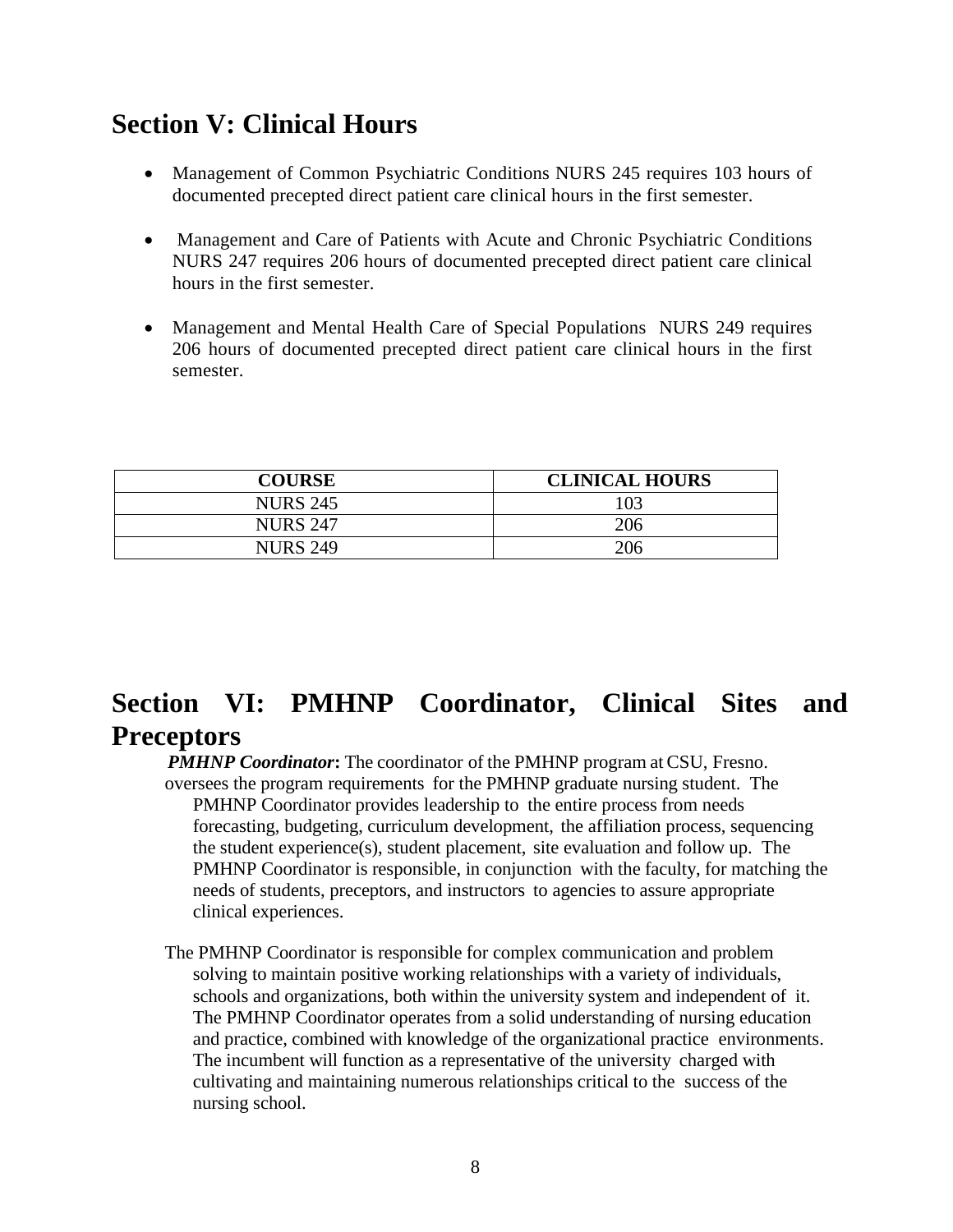## Section V: Clinical Hours

- Management of Common Psychiatric Conditions NURS 245 requires 103 hours of documented precepted direct patient care clinical hours in the first semester.
- Management and Care of Patients with Acute and Chronic Psychiatric Conditions NURS 247 requires 206 hours of documented precepted direct patient care clinical hours in the first semester.
- Management and Mental Health Care of Special Populations NURS 249 requires 206 hours of documented precepted direct patient care clinical hours in the first semester.

| COURSE | CLINICAL HOURS |
|---|---|
| NURS 245 | 103 |
| NURS 247 | 206 |
| NURS 249 | 206 |

## Section VI: PMHNP Coordinator, Clinical Sites and Preceptors

***PMHNP Coordinator*:** The coordinator of the PMHNP program at CSU, Fresno. oversees the program requirements for the PMHNP graduate nursing student. The PMHNP Coordinator provides leadership to the entire process from needs forecasting, budgeting, curriculum development, the affiliation process, sequencing the student experience(s), student placement, site evaluation and follow up. The PMHNP Coordinator is responsible, in conjunction with the faculty, for matching the needs of students, preceptors, and instructors to agencies to assure appropriate clinical experiences.

The PMHNP Coordinator is responsible for complex communication and problem solving to maintain positive working relationships with a variety of individuals, schools and organizations, both within the university system and independent of it. The PMHNP Coordinator operates from a solid understanding of nursing education and practice, combined with knowledge of the organizational practice environments. The incumbent will function as a representative of the university charged with cultivating and maintaining numerous relationships critical to the success of the nursing school.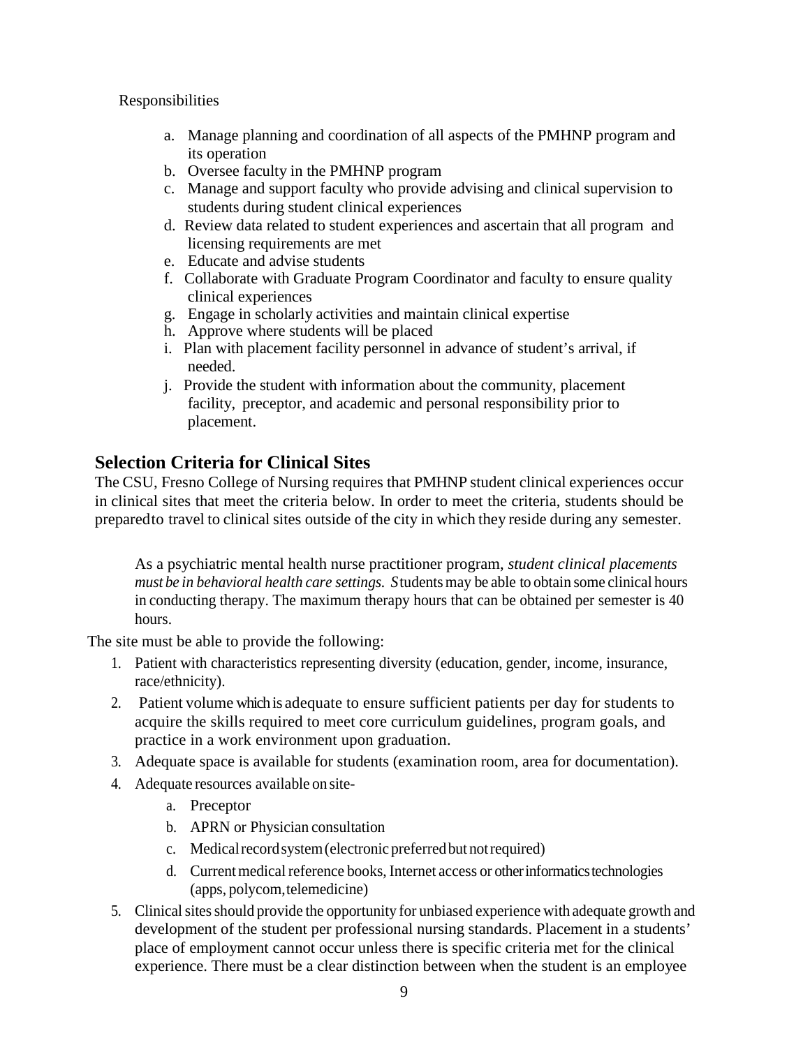Responsibilities

a. Manage planning and coordination of all aspects of the PMHNP program and its operation
b. Oversee faculty in the PMHNP program
c. Manage and support faculty who provide advising and clinical supervision to students during student clinical experiences
d. Review data related to student experiences and ascertain that all program and licensing requirements are met
e. Educate and advise students
f. Collaborate with Graduate Program Coordinator and faculty to ensure quality clinical experiences
g. Engage in scholarly activities and maintain clinical expertise
h. Approve where students will be placed
i. Plan with placement facility personnel in advance of student's arrival, if needed.
j. Provide the student with information about the community, placement facility, preceptor, and academic and personal responsibility prior to placement.

## Selection Criteria for Clinical Sites

The CSU, Fresno College of Nursing requires that PMHNP student clinical experiences occur in clinical sites that meet the criteria below. In order to meet the criteria, students should be prepared to travel to clinical sites outside of the city in which they reside during any semester.

As a psychiatric mental health nurse practitioner program, *student clinical placements must be in behavioral health care settings. S*tudents may be able to obtain some clinical hours in conducting therapy. The maximum therapy hours that can be obtained per semester is 40 hours.

The site must be able to provide the following:

1. Patient with characteristics representing diversity (education, gender, income, insurance, race/ethnicity).
2. Patient volume which is adequate to ensure sufficient patients per day for students to acquire the skills required to meet core curriculum guidelines, program goals, and practice in a work environment upon graduation.
3. Adequate space is available for students (examination room, area for documentation).
4. Adequate resources available on site-
   a. Preceptor
   b. APRN or Physician consultation
   c. Medical record system (electronic preferred but not required)
   d. Current medical reference books, Internet access or other informatics technologies (apps, polycom, telemedicine)
5. Clinical sites should provide the opportunity for unbiased experience with adequate growth and development of the student per professional nursing standards. Placement in a students' place of employment cannot occur unless there is specific criteria met for the clinical experience. There must be a clear distinction between when the student is an employee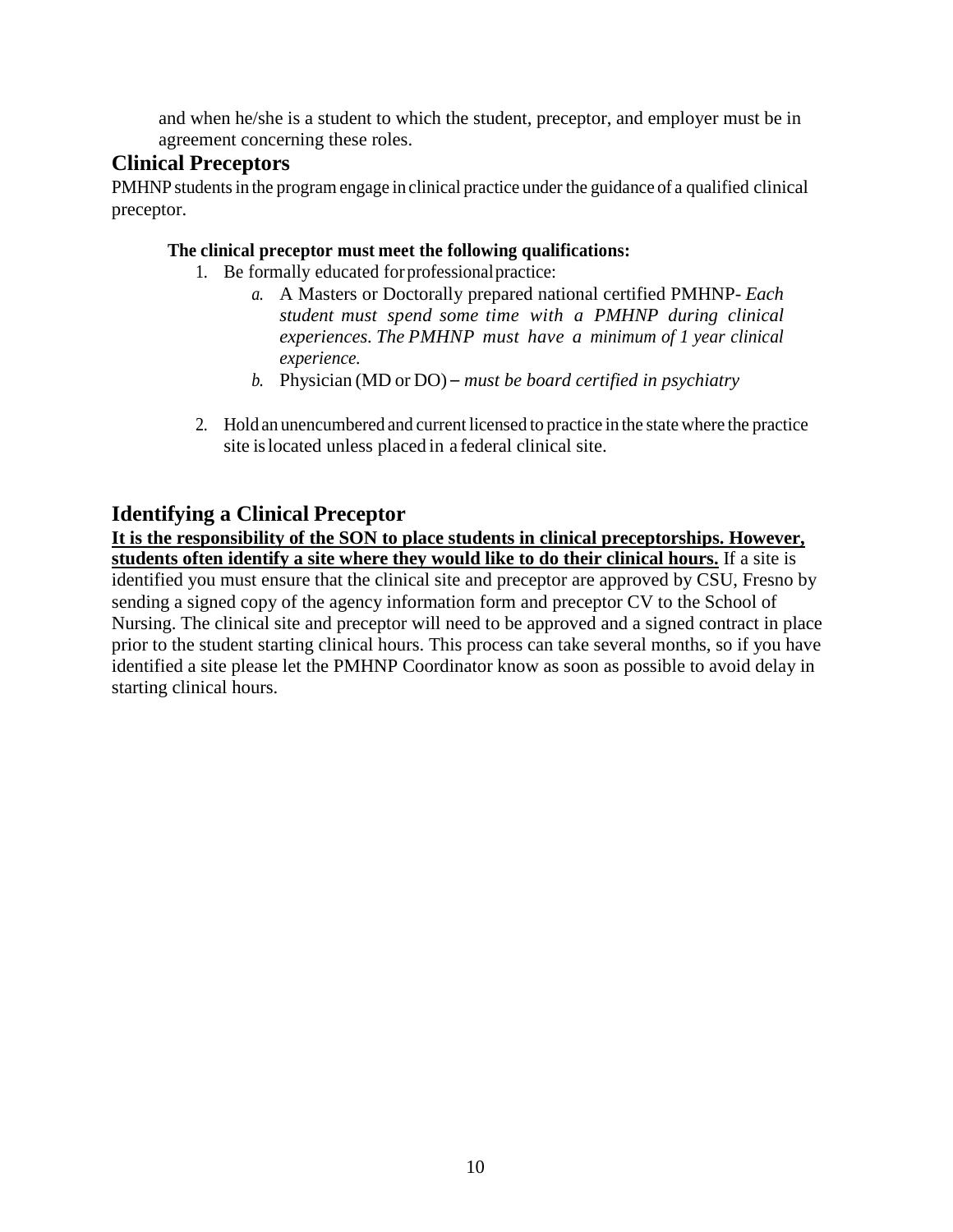and when he/she is a student to which the student, preceptor, and employer must be in agreement concerning these roles.

## Clinical Preceptors

PMHNP students in the program engage in clinical practice under the guidance of a qualified clinical preceptor.

**The clinical preceptor must meet the following qualifications:**

1. Be formally educated for professional practice:
   a. A Masters or Doctorally prepared national certified PMHNP- *Each student must spend some time with a PMHNP during clinical experiences. The PMHNP must have a minimum of 1 year clinical experience.*
   b. Physician (MD or DO) – *must be board certified in psychiatry*

2. Hold an unencumbered and current licensed to practice in the state where the practice site is located unless placed in a federal clinical site.

## Identifying a Clinical Preceptor

**It is the responsibility of the SON to place students in clinical preceptorships. However, students often identify a site where they would like to do their clinical hours.** If a site is identified you must ensure that the clinical site and preceptor are approved by CSU, Fresno by sending a signed copy of the agency information form and preceptor CV to the School of Nursing. The clinical site and preceptor will need to be approved and a signed contract in place prior to the student starting clinical hours. This process can take several months, so if you have identified a site please let the PMHNP Coordinator know as soon as possible to avoid delay in starting clinical hours.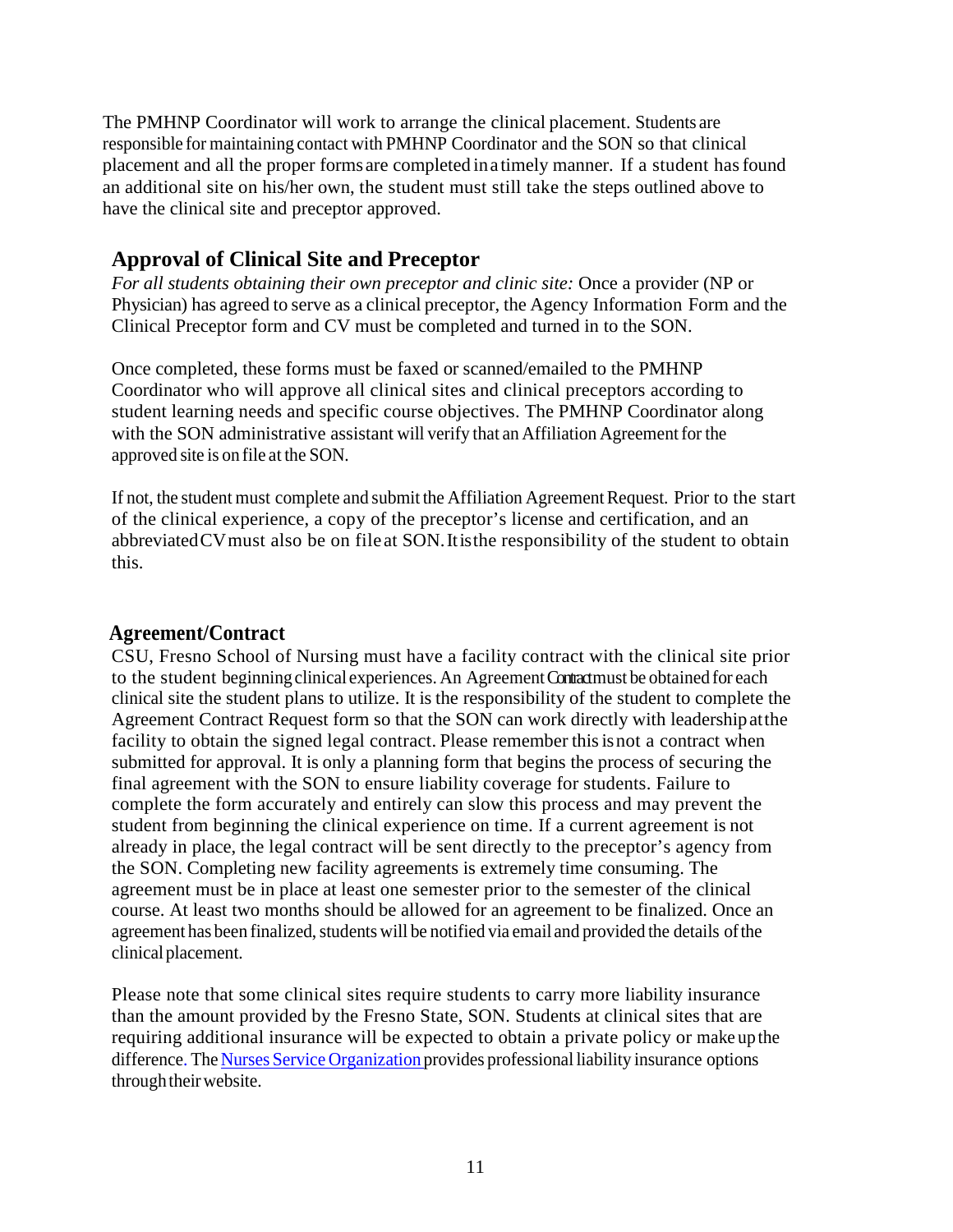The PMHNP Coordinator will work to arrange the clinical placement. Students are responsible for maintaining contact with PMHNP Coordinator and the SON so that clinical placement and all the proper forms are completed in a timely manner. If a student has found an additional site on his/her own, the student must still take the steps outlined above to have the clinical site and preceptor approved.

## Approval of Clinical Site and Preceptor

*For all students obtaining their own preceptor and clinic site:* Once a provider (NP or Physician) has agreed to serve as a clinical preceptor, the Agency Information Form and the Clinical Preceptor form and CV must be completed and turned in to the SON.

Once completed, these forms must be faxed or scanned/emailed to the PMHNP Coordinator who will approve all clinical sites and clinical preceptors according to student learning needs and specific course objectives. The PMHNP Coordinator along with the SON administrative assistant will verify that an Affiliation Agreement for the approved site is on file at the SON.

If not, the student must complete and submit the Affiliation Agreement Request. Prior to the start of the clinical experience, a copy of the preceptor's license and certification, and an abbreviated CV must also be on file at SON. It is the responsibility of the student to obtain this.

## Agreement/Contract

CSU, Fresno School of Nursing must have a facility contract with the clinical site prior to the student beginning clinical experiences. An Agreement Contract must be obtained for each clinical site the student plans to utilize. It is the responsibility of the student to complete the Agreement Contract Request form so that the SON can work directly with leadership at the facility to obtain the signed legal contract. Please remember this is not a contract when submitted for approval. It is only a planning form that begins the process of securing the final agreement with the SON to ensure liability coverage for students. Failure to complete the form accurately and entirely can slow this process and may prevent the student from beginning the clinical experience on time. If a current agreement is not already in place, the legal contract will be sent directly to the preceptor's agency from the SON. Completing new facility agreements is extremely time consuming. The agreement must be in place at least one semester prior to the semester of the clinical course. At least two months should be allowed for an agreement to be finalized. Once an agreement has been finalized, students will be notified via email and provided the details of the clinical placement.

Please note that some clinical sites require students to carry more liability insurance than the amount provided by the Fresno State, SON. Students at clinical sites that are requiring additional insurance will be expected to obtain a private policy or make up the difference. The Nurses Service Organization provides professional liability insurance options through their website.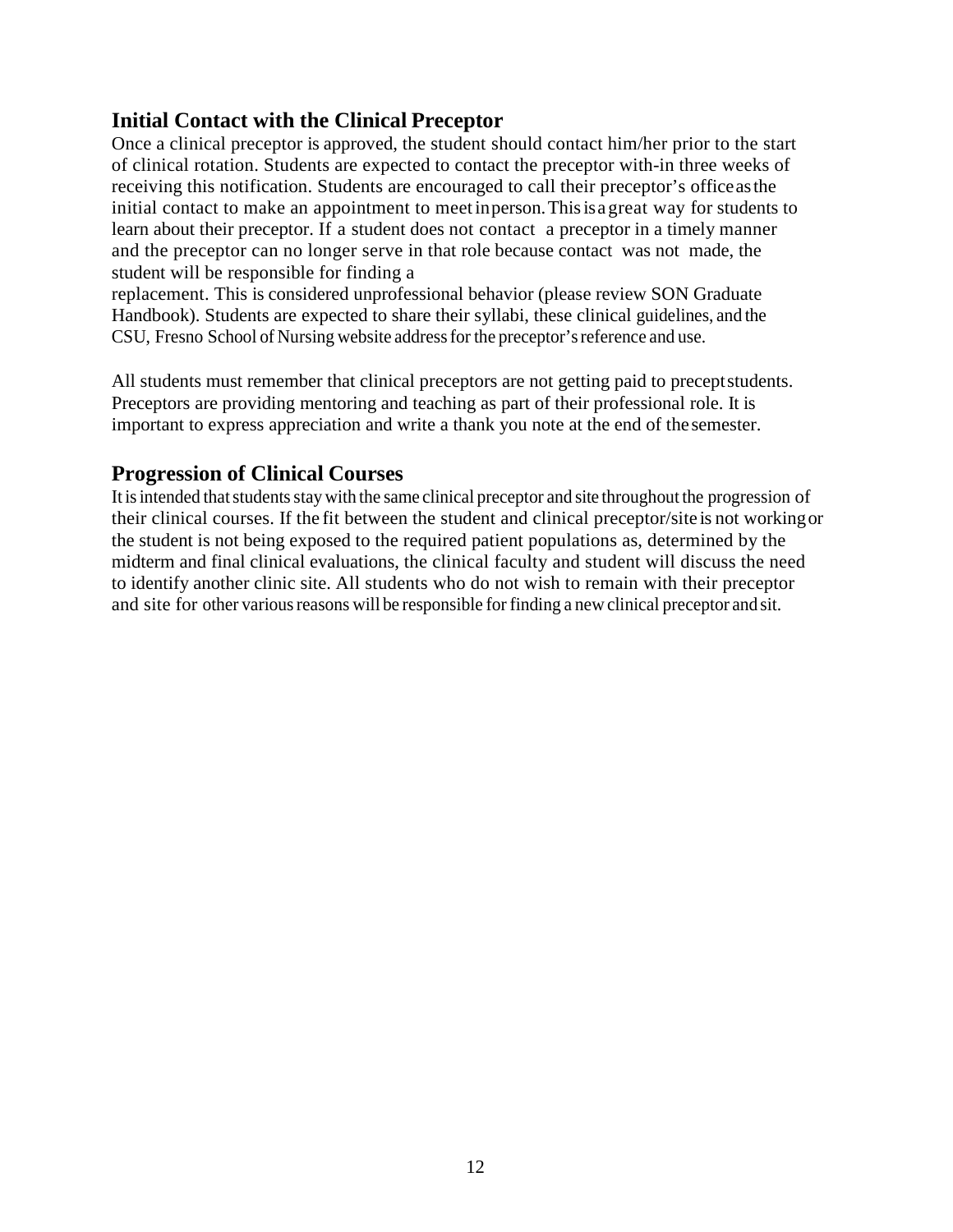## Initial Contact with the Clinical Preceptor

Once a clinical preceptor is approved, the student should contact him/her prior to the start of clinical rotation. Students are expected to contact the preceptor with-in three weeks of receiving this notification. Students are encouraged to call their preceptor's office as the initial contact to make an appointment to meet in person. This is a great way for students to learn about their preceptor. If a student does not contact a preceptor in a timely manner and the preceptor can no longer serve in that role because contact was not made, the student will be responsible for finding a replacement. This is considered unprofessional behavior (please review SON Graduate Handbook). Students are expected to share their syllabi, these clinical guidelines, and the CSU, Fresno School of Nursing website address for the preceptor's reference and use.

All students must remember that clinical preceptors are not getting paid to precept students. Preceptors are providing mentoring and teaching as part of their professional role. It is important to express appreciation and write a thank you note at the end of the semester.

## Progression of Clinical Courses

It is intended that students stay with the same clinical preceptor and site throughout the progression of their clinical courses. If the fit between the student and clinical preceptor/site is not working or the student is not being exposed to the required patient populations as, determined by the midterm and final clinical evaluations, the clinical faculty and student will discuss the need to identify another clinic site. All students who do not wish to remain with their preceptor and site for other various reasons will be responsible for finding a new clinical preceptor and sit.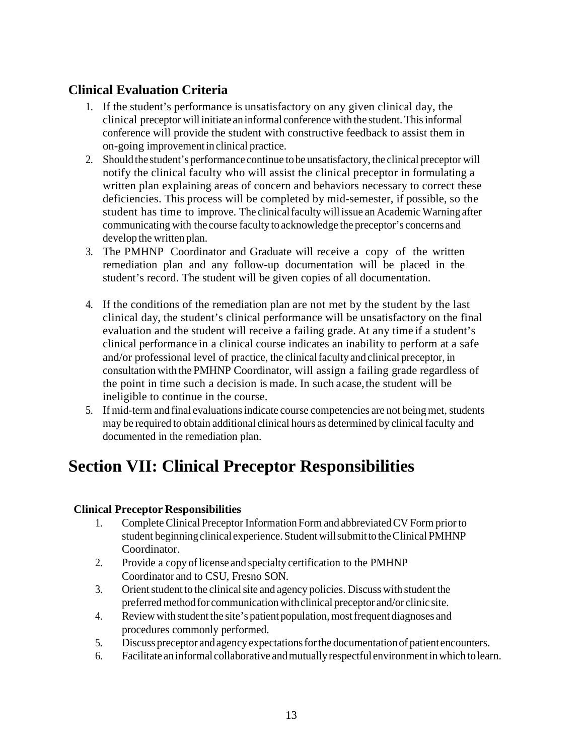### Clinical Evaluation Criteria

1. If the student's performance is unsatisfactory on any given clinical day, the clinical preceptor will initiate an informal conference with the student. This informal conference will provide the student with constructive feedback to assist them in on-going improvement in clinical practice.
2. Should the student's performance continue to be unsatisfactory, the clinical preceptor will notify the clinical faculty who will assist the clinical preceptor in formulating a written plan explaining areas of concern and behaviors necessary to correct these deficiencies. This process will be completed by mid-semester, if possible, so the student has time to improve. The clinical faculty will issue an Academic Warning after communicating with the course faculty to acknowledge the preceptor's concerns and develop the written plan.
3. The PMHNP Coordinator and Graduate will receive a copy of the written remediation plan and any follow-up documentation will be placed in the student's record. The student will be given copies of all documentation.
4. If the conditions of the remediation plan are not met by the student by the last clinical day, the student's clinical performance will be unsatisfactory on the final evaluation and the student will receive a failing grade. At any time if a student's clinical performance in a clinical course indicates an inability to perform at a safe and/or professional level of practice, the clinical faculty and clinical preceptor, in consultation with the PMHNP Coordinator, will assign a failing grade regardless of the point in time such a decision is made. In such a case, the student will be ineligible to continue in the course.
5. If mid-term and final evaluations indicate course competencies are not being met, students may be required to obtain additional clinical hours as determined by clinical faculty and documented in the remediation plan.

# Section VII: Clinical Preceptor Responsibilities

### Clinical Preceptor Responsibilities

1. Complete Clinical Preceptor Information Form and abbreviated CV Form prior to student beginning clinical experience. Student will submit to the Clinical PMHNP Coordinator.
2. Provide a copy of license and specialty certification to the PMHNP Coordinator and to CSU, Fresno SON.
3. Orient student to the clinical site and agency policies. Discuss with student the preferred method for communication with clinical preceptor and/or clinic site.
4. Review with student the site's patient population, most frequent diagnoses and procedures commonly performed.
5. Discuss preceptor and agency expectations for the documentation of patient encounters.
6. Facilitate an informal collaborative and mutually respectful environment in which to learn.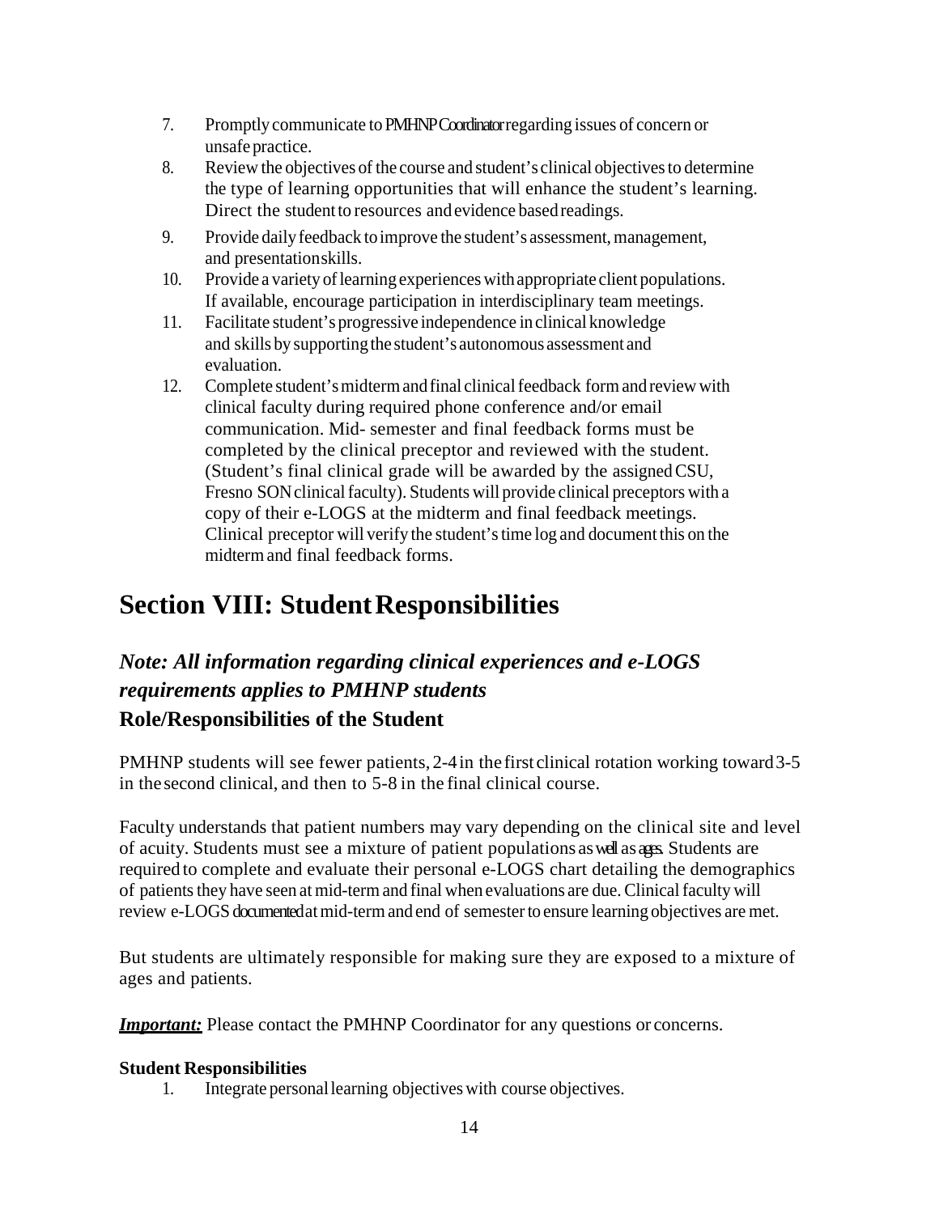7. Promptly communicate to PMHNP Coordinator regarding issues of concern or unsafe practice.
8. Review the objectives of the course and student's clinical objectives to determine the type of learning opportunities that will enhance the student's learning. Direct the student to resources and evidence based readings.
9. Provide daily feedback to improve the student's assessment, management, and presentation skills.
10. Provide a variety of learning experiences with appropriate client populations. If available, encourage participation in interdisciplinary team meetings.
11. Facilitate student's progressive independence in clinical knowledge and skills by supporting the student's autonomous assessment and evaluation.
12. Complete student's midterm and final clinical feedback form and review with clinical faculty during required phone conference and/or email communication. Mid- semester and final feedback forms must be completed by the clinical preceptor and reviewed with the student. (Student's final clinical grade will be awarded by the assigned CSU, Fresno SON clinical faculty). Students will provide clinical preceptors with a copy of their e-LOGS at the midterm and final feedback meetings. Clinical preceptor will verify the student's time log and document this on the midterm and final feedback forms.

# Section VIII: Student Responsibilities

## *Note: All information regarding clinical experiences and e-LOGS requirements applies to PMHNP students*

### Role/Responsibilities of the Student

PMHNP students will see fewer patients, 2-4 in the first clinical rotation working toward 3-5 in the second clinical, and then to 5-8 in the final clinical course.

Faculty understands that patient numbers may vary depending on the clinical site and level of acuity. Students must see a mixture of patient populations as well as ages. Students are required to complete and evaluate their personal e-LOGS chart detailing the demographics of patients they have seen at mid-term and final when evaluations are due. Clinical faculty will review e-LOGS documented at mid-term and end of semester to ensure learning objectives are met.

But students are ultimately responsible for making sure they are exposed to a mixture of ages and patients.

***Important:*** Please contact the PMHNP Coordinator for any questions or concerns.

**Student Responsibilities**

1. Integrate personal learning objectives with course objectives.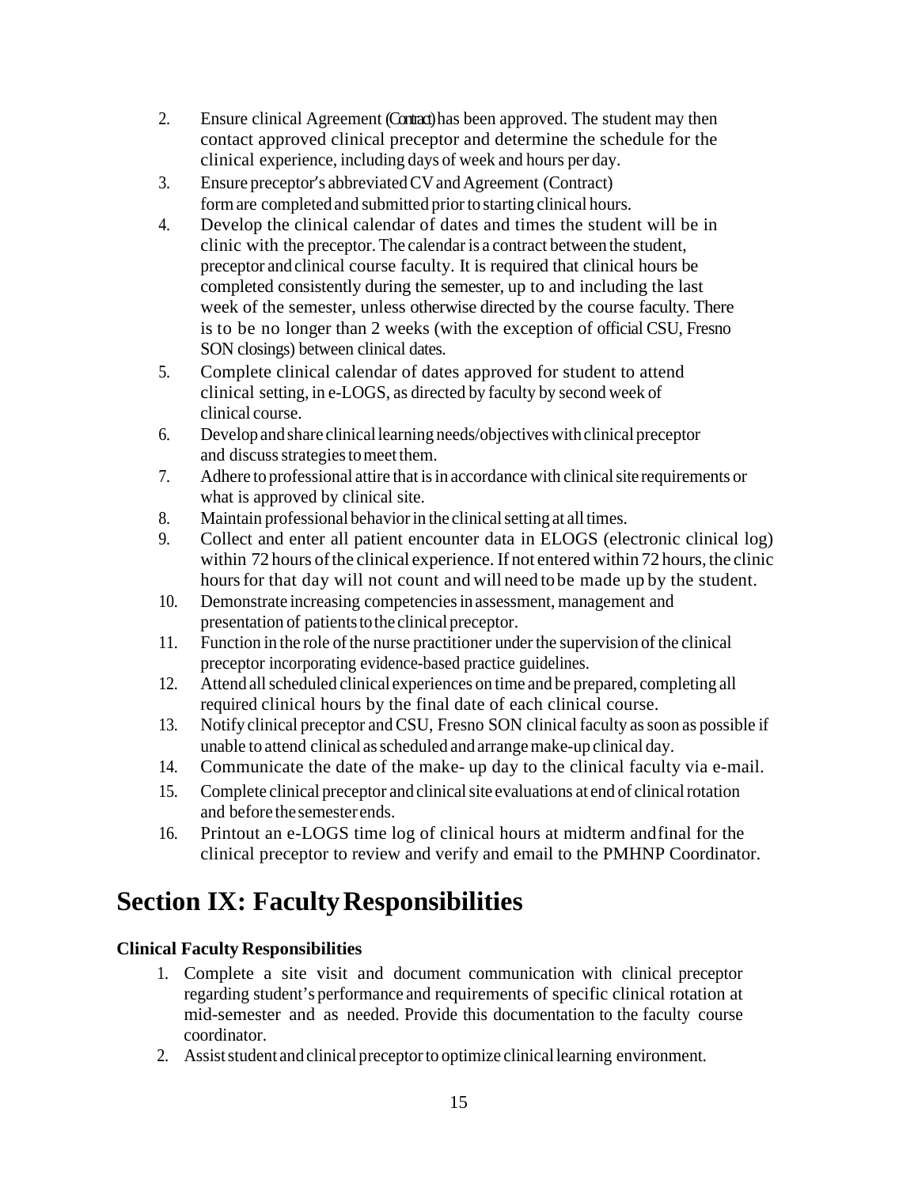2. Ensure clinical Agreement (Contract) has been approved. The student may then contact approved clinical preceptor and determine the schedule for the clinical experience, including days of week and hours per day.
3. Ensure preceptor's abbreviated CV and Agreement (Contract) form are completed and submitted prior to starting clinical hours.
4. Develop the clinical calendar of dates and times the student will be in clinic with the preceptor. The calendar is a contract between the student, preceptor and clinical course faculty. It is required that clinical hours be completed consistently during the semester, up to and including the last week of the semester, unless otherwise directed by the course faculty. There is to be no longer than 2 weeks (with the exception of official CSU, Fresno SON closings) between clinical dates.
5. Complete clinical calendar of dates approved for student to attend clinical setting, in e-LOGS, as directed by faculty by second week of clinical course.
6. Develop and share clinical learning needs/objectives with clinical preceptor and discuss strategies to meet them.
7. Adhere to professional attire that is in accordance with clinical site requirements or what is approved by clinical site.
8. Maintain professional behavior in the clinical setting at all times.
9. Collect and enter all patient encounter data in ELOGS (electronic clinical log) within 72 hours of the clinical experience. If not entered within 72 hours, the clinic hours for that day will not count and will need to be made up by the student.
10. Demonstrate increasing competencies in assessment, management and presentation of patients to the clinical preceptor.
11. Function in the role of the nurse practitioner under the supervision of the clinical preceptor incorporating evidence-based practice guidelines.
12. Attend all scheduled clinical experiences on time and be prepared, completing all required clinical hours by the final date of each clinical course.
13. Notify clinical preceptor and CSU, Fresno SON clinical faculty as soon as possible if unable to attend clinical as scheduled and arrange make-up clinical day.
14. Communicate the date of the make- up day to the clinical faculty via e-mail.
15. Complete clinical preceptor and clinical site evaluations at end of clinical rotation and before the semester ends.
16. Printout an e-LOGS time log of clinical hours at midterm and final for the clinical preceptor to review and verify and email to the PMHNP Coordinator.

# Section IX: Faculty Responsibilities

**Clinical Faculty Responsibilities**

1. Complete a site visit and document communication with clinical preceptor regarding student's performance and requirements of specific clinical rotation at mid-semester and as needed. Provide this documentation to the faculty course coordinator.
2. Assist student and clinical preceptor to optimize clinical learning environment.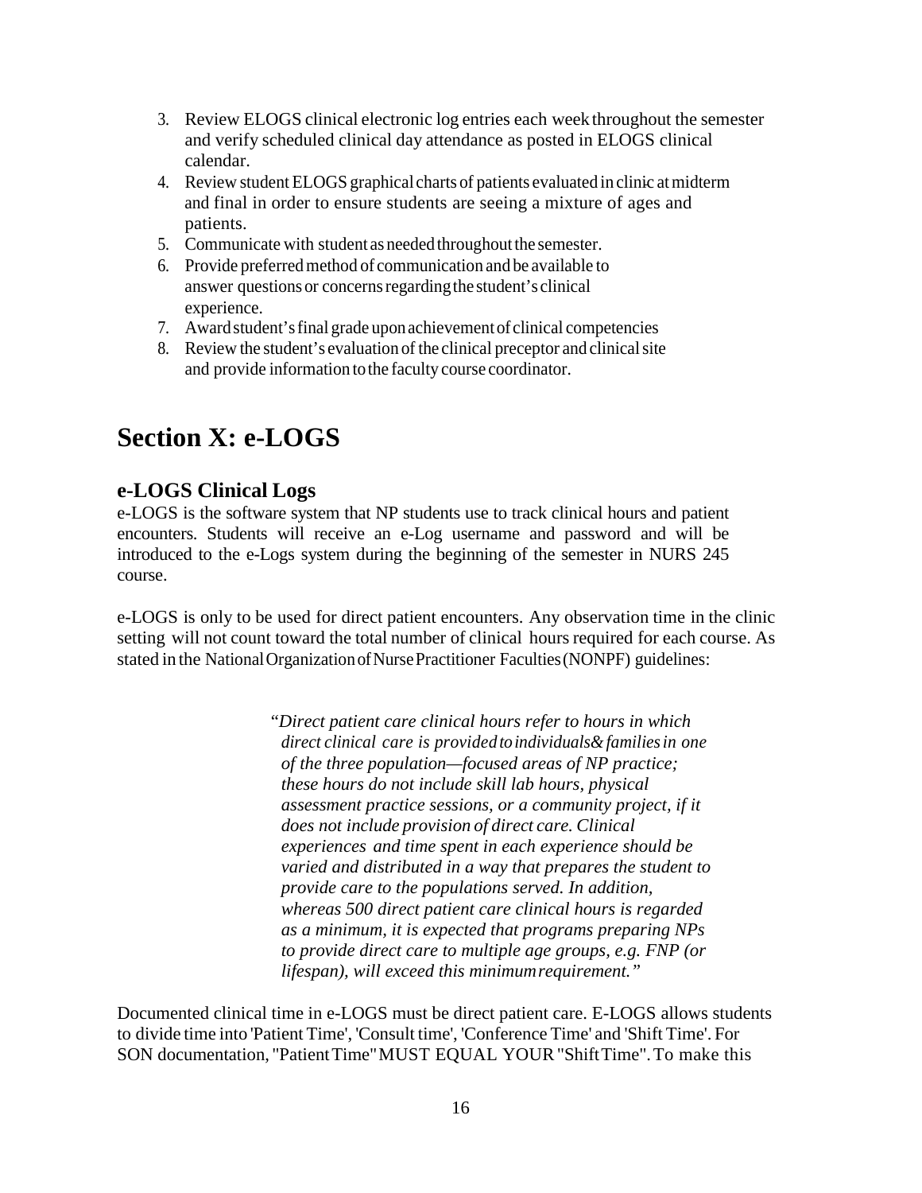3. Review ELOGS clinical electronic log entries each week throughout the semester and verify scheduled clinical day attendance as posted in ELOGS clinical calendar.
4. Review student ELOGS graphical charts of patients evaluated in clinic at midterm and final in order to ensure students are seeing a mixture of ages and patients.
5. Communicate with student as needed throughout the semester.
6. Provide preferred method of communication and be available to answer questions or concerns regarding the student's clinical experience.
7. Award student's final grade upon achievement of clinical competencies
8. Review the student's evaluation of the clinical preceptor and clinical site and provide information to the faculty course coordinator.

# Section X: e-LOGS

## e-LOGS Clinical Logs

e-LOGS is the software system that NP students use to track clinical hours and patient encounters. Students will receive an e-Log username and password and will be introduced to the e-Logs system during the beginning of the semester in NURS 245 course.

e-LOGS is only to be used for direct patient encounters. Any observation time in the clinic setting will not count toward the total number of clinical hours required for each course. As stated in the National Organization of Nurse Practitioner Faculties (NONPF) guidelines:

> "*Direct patient care clinical hours refer to hours in which direct clinical care is provided to individuals & families in one of the three population—focused areas of NP practice; these hours do not include skill lab hours, physical assessment practice sessions, or a community project, if it does not include provision of direct care. Clinical experiences and time spent in each experience should be varied and distributed in a way that prepares the student to provide care to the populations served. In addition, whereas 500 direct patient care clinical hours is regarded as a minimum, it is expected that programs preparing NPs to provide direct care to multiple age groups, e.g. FNP (or lifespan), will exceed this minimum requirement.*"

Documented clinical time in e-LOGS must be direct patient care. E-LOGS allows students to divide time into 'Patient Time', 'Consult time', 'Conference Time' and 'Shift Time'. For SON documentation, "Patient Time" MUST EQUAL YOUR "Shift Time". To make this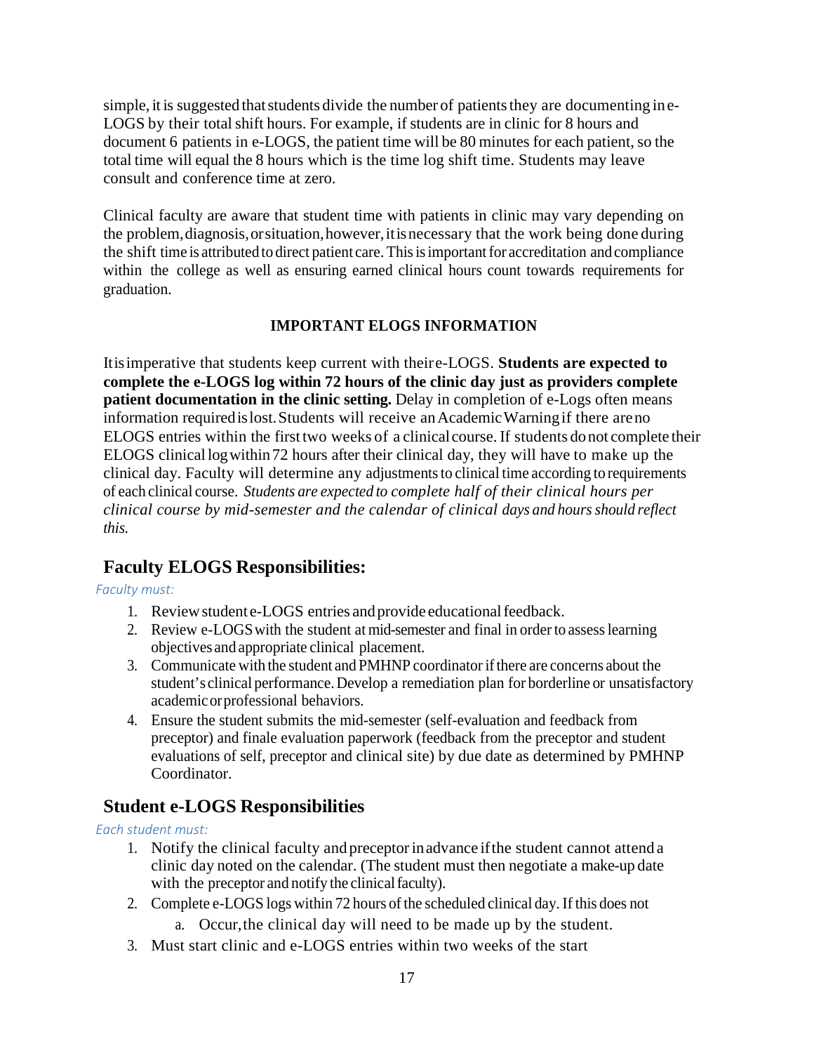simple, it is suggested that students divide the number of patients they are documenting in e-LOGS by their total shift hours. For example, if students are in clinic for 8 hours and document 6 patients in e-LOGS, the patient time will be 80 minutes for each patient, so the total time will equal the 8 hours which is the time log shift time. Students may leave consult and conference time at zero.

Clinical faculty are aware that student time with patients in clinic may vary depending on the problem, diagnosis, or situation, however, it is necessary that the work being done during the shift time is attributed to direct patient care. This is important for accreditation and compliance within the college as well as ensuring earned clinical hours count towards requirements for graduation.

**IMPORTANT ELOGS INFORMATION**

It is imperative that students keep current with their e-LOGS. **Students are expected to complete the e-LOGS log within 72 hours of the clinic day just as providers complete patient documentation in the clinic setting.** Delay in completion of e-Logs often means information required is lost. Students will receive an Academic Warning if there are no ELOGS entries within the first two weeks of a clinical course. If students do not complete their ELOGS clinical log within 72 hours after their clinical day, they will have to make up the clinical day. Faculty will determine any adjustments to clinical time according to requirements of each clinical course. *Students are expected to complete half of their clinical hours per clinical course by mid-semester and the calendar of clinical days and hours should reflect this.*

## Faculty ELOGS Responsibilities:

*Faculty must:*

1. Review student e-LOGS entries and provide educational feedback.
2. Review e-LOGS with the student at mid-semester and final in order to assess learning objectives and appropriate clinical placement.
3. Communicate with the student and PMHNP coordinator if there are concerns about the student's clinical performance. Develop a remediation plan for borderline or unsatisfactory academic or professional behaviors.
4. Ensure the student submits the mid-semester (self-evaluation and feedback from preceptor) and finale evaluation paperwork (feedback from the preceptor and student evaluations of self, preceptor and clinical site) by due date as determined by PMHNP Coordinator.

## Student e-LOGS Responsibilities

*Each student must:*

1. Notify the clinical faculty and preceptor in advance if the student cannot attend a clinic day noted on the calendar. (The student must then negotiate a make-up date with the preceptor and notify the clinical faculty).
2. Complete e-LOGS logs within 72 hours of the scheduled clinical day. If this does not
   a. Occur, the clinical day will need to be made up by the student.
3. Must start clinic and e-LOGS entries within two weeks of the start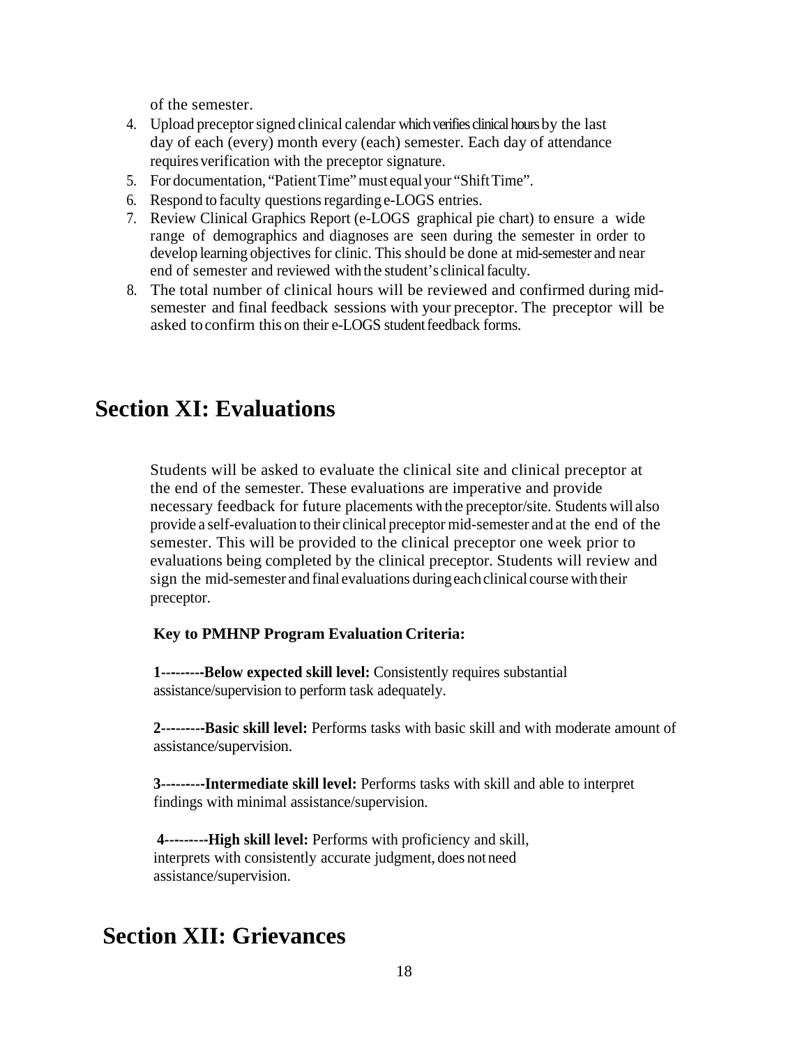of the semester.

4. Upload preceptor signed clinical calendar which verifies clinical hours by the last day of each (every) month every (each) semester. Each day of attendance requires verification with the preceptor signature.
5. For documentation, "Patient Time" must equal your "Shift Time".
6. Respond to faculty questions regarding e-LOGS entries.
7. Review Clinical Graphics Report (e-LOGS graphical pie chart) to ensure a wide range of demographics and diagnoses are seen during the semester in order to develop learning objectives for clinic. This should be done at mid-semester and near end of semester and reviewed with the student's clinical faculty.
8. The total number of clinical hours will be reviewed and confirmed during mid-semester and final feedback sessions with your preceptor. The preceptor will be asked to confirm this on their e-LOGS student feedback forms.

# Section XI: Evaluations

Students will be asked to evaluate the clinical site and clinical preceptor at the end of the semester. These evaluations are imperative and provide necessary feedback for future placements with the preceptor/site. Students will also provide a self-evaluation to their clinical preceptor mid-semester and at the end of the semester. This will be provided to the clinical preceptor one week prior to evaluations being completed by the clinical preceptor. Students will review and sign the mid-semester and final evaluations during each clinical course with their preceptor.

**Key to PMHNP Program Evaluation Criteria:**

**1---------Below expected skill level:** Consistently requires substantial assistance/supervision to perform task adequately.

**2---------Basic skill level:** Performs tasks with basic skill and with moderate amount of assistance/supervision.

**3---------Intermediate skill level:** Performs tasks with skill and able to interpret findings with minimal assistance/supervision.

**4---------High skill level:** Performs with proficiency and skill, interprets with consistently accurate judgment, does not need assistance/supervision.

# Section XII: Grievances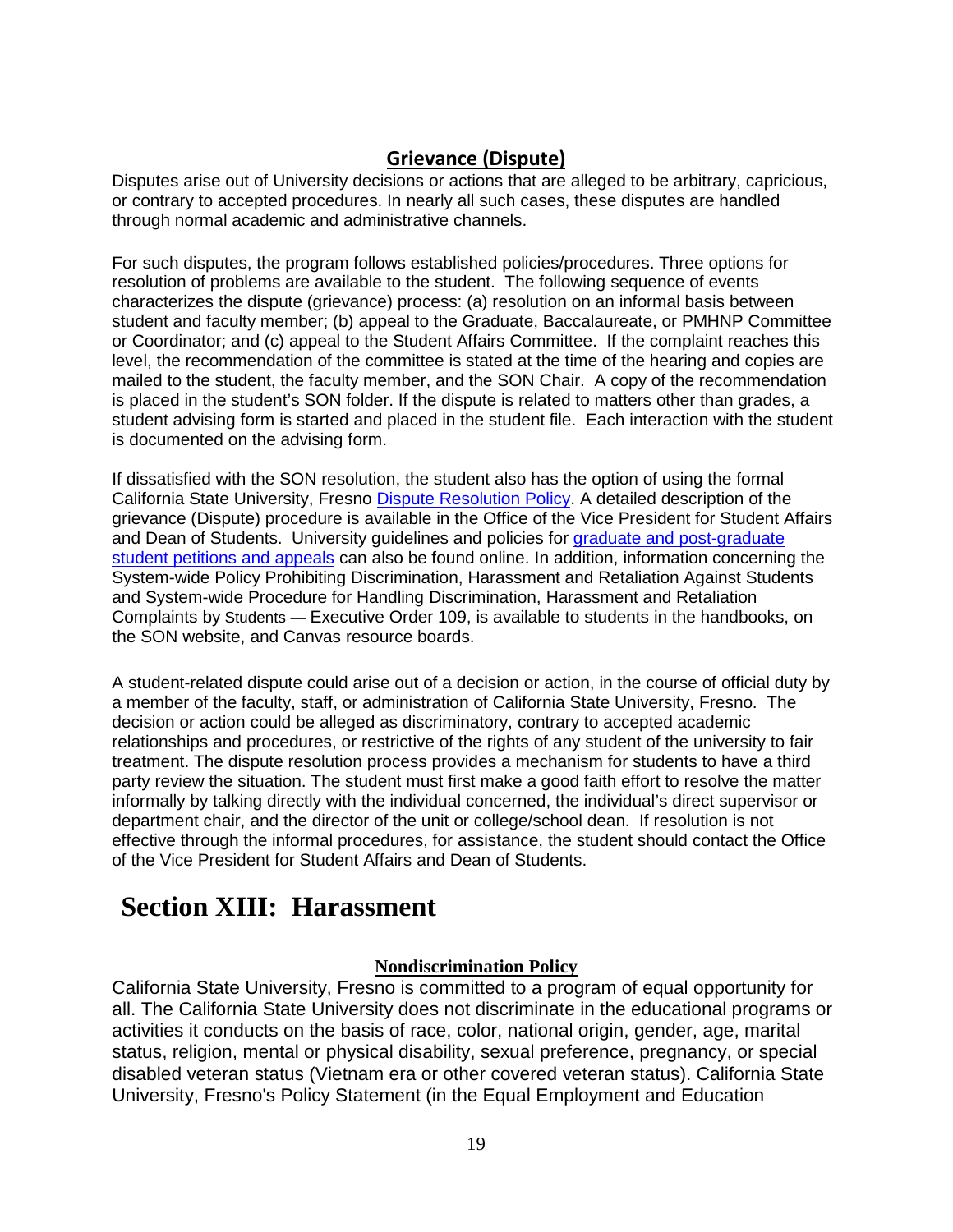## Grievance (Dispute)

Disputes arise out of University decisions or actions that are alleged to be arbitrary, capricious, or contrary to accepted procedures. In nearly all such cases, these disputes are handled through normal academic and administrative channels.

For such disputes, the program follows established policies/procedures. Three options for resolution of problems are available to the student. The following sequence of events characterizes the dispute (grievance) process: (a) resolution on an informal basis between student and faculty member; (b) appeal to the Graduate, Baccalaureate, or PMHNP Committee or Coordinator; and (c) appeal to the Student Affairs Committee. If the complaint reaches this level, the recommendation of the committee is stated at the time of the hearing and copies are mailed to the student, the faculty member, and the SON Chair. A copy of the recommendation is placed in the student's SON folder. If the dispute is related to matters other than grades, a student advising form is started and placed in the student file. Each interaction with the student is documented on the advising form.

If dissatisfied with the SON resolution, the student also has the option of using the formal California State University, Fresno Dispute Resolution Policy. A detailed description of the grievance (Dispute) procedure is available in the Office of the Vice President for Student Affairs and Dean of Students. University guidelines and policies for graduate and post-graduate student petitions and appeals can also be found online. In addition, information concerning the System-wide Policy Prohibiting Discrimination, Harassment and Retaliation Against Students and System-wide Procedure for Handling Discrimination, Harassment and Retaliation Complaints by Students — Executive Order 109, is available to students in the handbooks, on the SON website, and Canvas resource boards.

A student-related dispute could arise out of a decision or action, in the course of official duty by a member of the faculty, staff, or administration of California State University, Fresno. The decision or action could be alleged as discriminatory, contrary to accepted academic relationships and procedures, or restrictive of the rights of any student of the university to fair treatment. The dispute resolution process provides a mechanism for students to have a third party review the situation. The student must first make a good faith effort to resolve the matter informally by talking directly with the individual concerned, the individual's direct supervisor or department chair, and the director of the unit or college/school dean. If resolution is not effective through the informal procedures, for assistance, the student should contact the Office of the Vice President for Student Affairs and Dean of Students.

# Section XIII: Harassment

### Nondiscrimination Policy

California State University, Fresno is committed to a program of equal opportunity for all. The California State University does not discriminate in the educational programs or activities it conducts on the basis of race, color, national origin, gender, age, marital status, religion, mental or physical disability, sexual preference, pregnancy, or special disabled veteran status (Vietnam era or other covered veteran status). California State University, Fresno's Policy Statement (in the Equal Employment and Education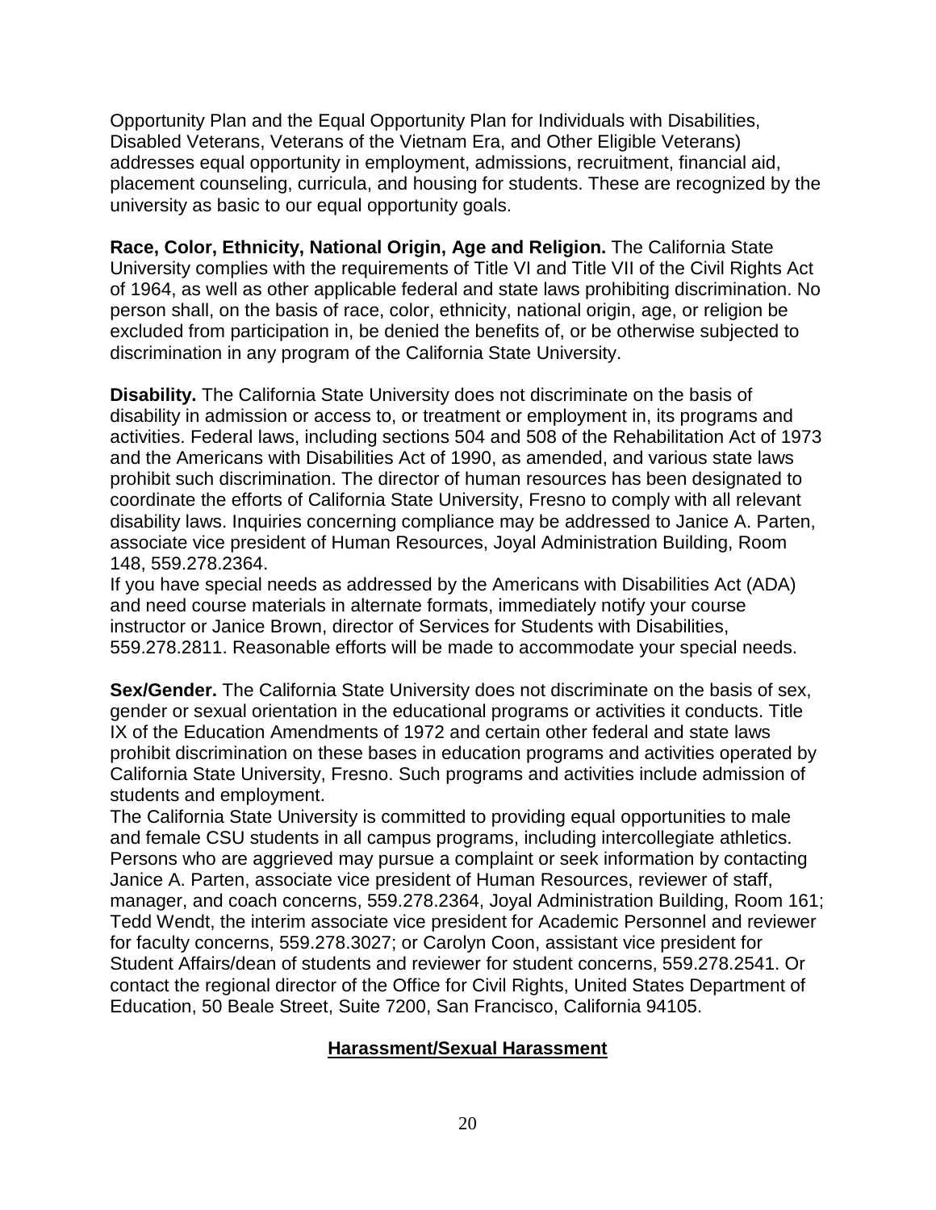Opportunity Plan and the Equal Opportunity Plan for Individuals with Disabilities, Disabled Veterans, Veterans of the Vietnam Era, and Other Eligible Veterans) addresses equal opportunity in employment, admissions, recruitment, financial aid, placement counseling, curricula, and housing for students. These are recognized by the university as basic to our equal opportunity goals.

**Race, Color, Ethnicity, National Origin, Age and Religion.** The California State University complies with the requirements of Title VI and Title VII of the Civil Rights Act of 1964, as well as other applicable federal and state laws prohibiting discrimination. No person shall, on the basis of race, color, ethnicity, national origin, age, or religion be excluded from participation in, be denied the benefits of, or be otherwise subjected to discrimination in any program of the California State University.

**Disability.** The California State University does not discriminate on the basis of disability in admission or access to, or treatment or employment in, its programs and activities. Federal laws, including sections 504 and 508 of the Rehabilitation Act of 1973 and the Americans with Disabilities Act of 1990, as amended, and various state laws prohibit such discrimination. The director of human resources has been designated to coordinate the efforts of California State University, Fresno to comply with all relevant disability laws. Inquiries concerning compliance may be addressed to Janice A. Parten, associate vice president of Human Resources, Joyal Administration Building, Room 148, 559.278.2364.

If you have special needs as addressed by the Americans with Disabilities Act (ADA) and need course materials in alternate formats, immediately notify your course instructor or Janice Brown, director of Services for Students with Disabilities, 559.278.2811. Reasonable efforts will be made to accommodate your special needs.

**Sex/Gender.** The California State University does not discriminate on the basis of sex, gender or sexual orientation in the educational programs or activities it conducts. Title IX of the Education Amendments of 1972 and certain other federal and state laws prohibit discrimination on these bases in education programs and activities operated by California State University, Fresno. Such programs and activities include admission of students and employment.

The California State University is committed to providing equal opportunities to male and female CSU students in all campus programs, including intercollegiate athletics. Persons who are aggrieved may pursue a complaint or seek information by contacting Janice A. Parten, associate vice president of Human Resources, reviewer of staff, manager, and coach concerns, 559.278.2364, Joyal Administration Building, Room 161; Tedd Wendt, the interim associate vice president for Academic Personnel and reviewer for faculty concerns, 559.278.3027; or Carolyn Coon, assistant vice president for Student Affairs/dean of students and reviewer for student concerns, 559.278.2541. Or contact the regional director of the Office for Civil Rights, United States Department of Education, 50 Beale Street, Suite 7200, San Francisco, California 94105.

## Harassment/Sexual Harassment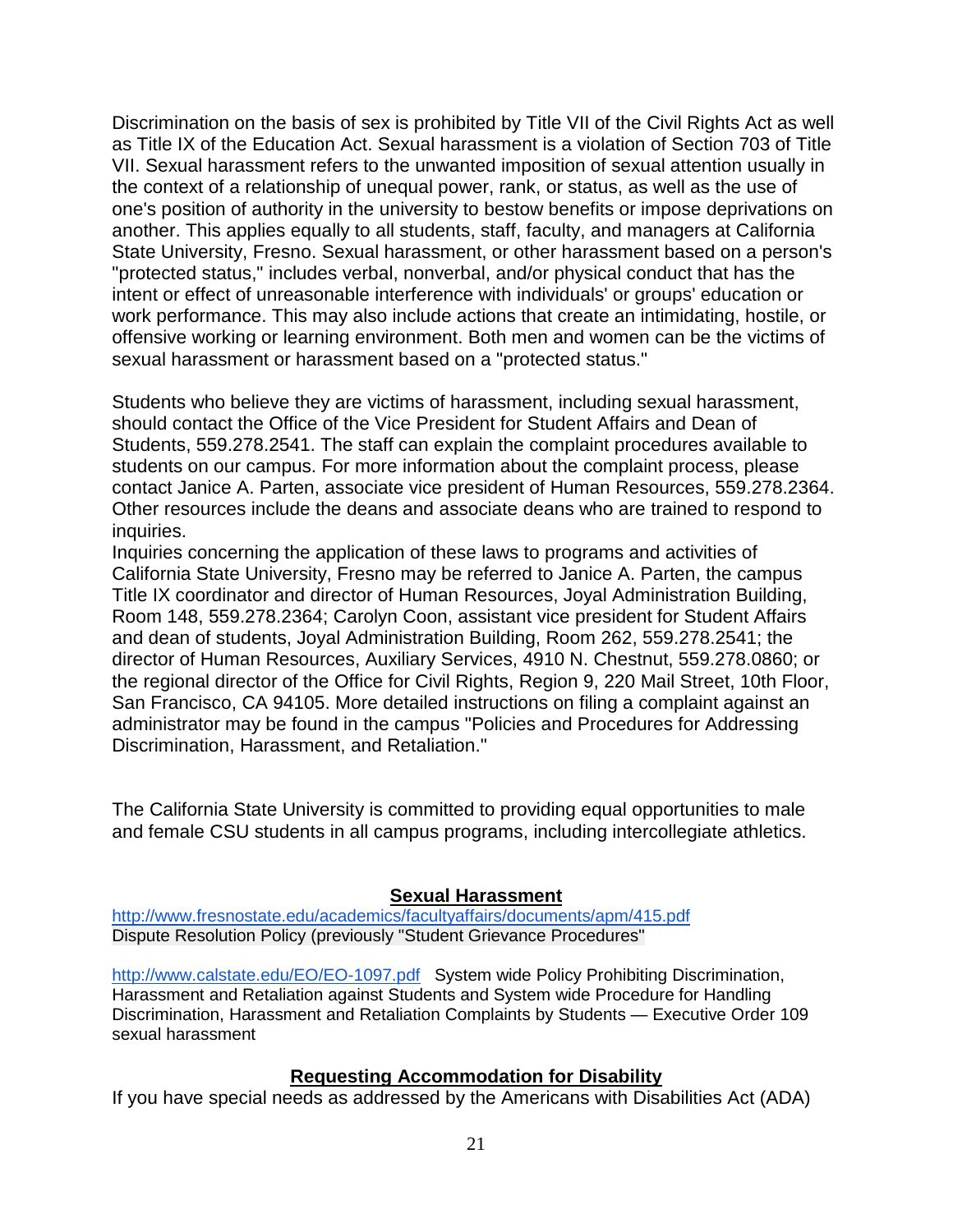Discrimination on the basis of sex is prohibited by Title VII of the Civil Rights Act as well as Title IX of the Education Act. Sexual harassment is a violation of Section 703 of Title VII. Sexual harassment refers to the unwanted imposition of sexual attention usually in the context of a relationship of unequal power, rank, or status, as well as the use of one's position of authority in the university to bestow benefits or impose deprivations on another. This applies equally to all students, staff, faculty, and managers at California State University, Fresno. Sexual harassment, or other harassment based on a person's "protected status," includes verbal, nonverbal, and/or physical conduct that has the intent or effect of unreasonable interference with individuals' or groups' education or work performance. This may also include actions that create an intimidating, hostile, or offensive working or learning environment. Both men and women can be the victims of sexual harassment or harassment based on a "protected status."

Students who believe they are victims of harassment, including sexual harassment, should contact the Office of the Vice President for Student Affairs and Dean of Students, 559.278.2541. The staff can explain the complaint procedures available to students on our campus. For more information about the complaint process, please contact Janice A. Parten, associate vice president of Human Resources, 559.278.2364. Other resources include the deans and associate deans who are trained to respond to inquiries.
Inquiries concerning the application of these laws to programs and activities of California State University, Fresno may be referred to Janice A. Parten, the campus Title IX coordinator and director of Human Resources, Joyal Administration Building, Room 148, 559.278.2364; Carolyn Coon, assistant vice president for Student Affairs and dean of students, Joyal Administration Building, Room 262, 559.278.2541; the director of Human Resources, Auxiliary Services, 4910 N. Chestnut, 559.278.0860; or the regional director of the Office for Civil Rights, Region 9, 220 Mail Street, 10th Floor, San Francisco, CA 94105. More detailed instructions on filing a complaint against an administrator may be found in the campus "Policies and Procedures for Addressing Discrimination, Harassment, and Retaliation."

The California State University is committed to providing equal opportunities to male and female CSU students in all campus programs, including intercollegiate athletics.

## **Sexual Harassment**

http://www.fresnostate.edu/academics/facultyaffairs/documents/apm/415.pdf
Dispute Resolution Policy (previously "Student Grievance Procedures"

http://www.calstate.edu/EO/EO-1097.pdf System wide Policy Prohibiting Discrimination, Harassment and Retaliation against Students and System wide Procedure for Handling Discrimination, Harassment and Retaliation Complaints by Students — Executive Order 109 sexual harassment

## **Requesting Accommodation for Disability**

If you have special needs as addressed by the Americans with Disabilities Act (ADA)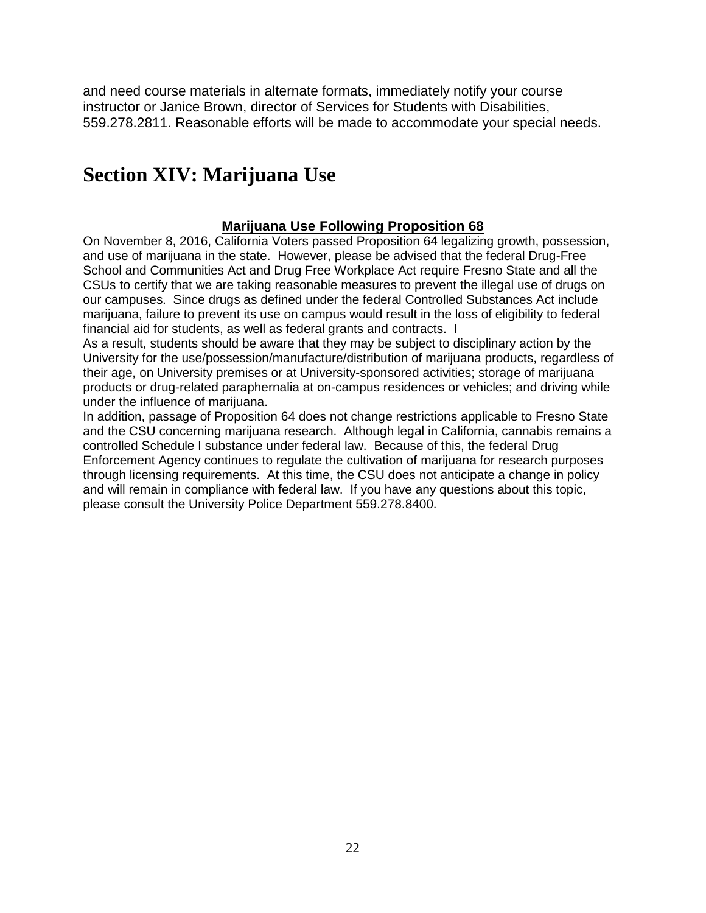and need course materials in alternate formats, immediately notify your course instructor or Janice Brown, director of Services for Students with Disabilities, 559.278.2811. Reasonable efforts will be made to accommodate your special needs.

# Section XIV: Marijuana Use

### Marijuana Use Following Proposition 68

On November 8, 2016, California Voters passed Proposition 64 legalizing growth, possession, and use of marijuana in the state. However, please be advised that the federal Drug-Free School and Communities Act and Drug Free Workplace Act require Fresno State and all the CSUs to certify that we are taking reasonable measures to prevent the illegal use of drugs on our campuses. Since drugs as defined under the federal Controlled Substances Act include marijuana, failure to prevent its use on campus would result in the loss of eligibility to federal financial aid for students, as well as federal grants and contracts. I

As a result, students should be aware that they may be subject to disciplinary action by the University for the use/possession/manufacture/distribution of marijuana products, regardless of their age, on University premises or at University-sponsored activities; storage of marijuana products or drug-related paraphernalia at on-campus residences or vehicles; and driving while under the influence of marijuana.

In addition, passage of Proposition 64 does not change restrictions applicable to Fresno State and the CSU concerning marijuana research. Although legal in California, cannabis remains a controlled Schedule I substance under federal law. Because of this, the federal Drug Enforcement Agency continues to regulate the cultivation of marijuana for research purposes through licensing requirements. At this time, the CSU does not anticipate a change in policy and will remain in compliance with federal law. If you have any questions about this topic, please consult the University Police Department 559.278.8400.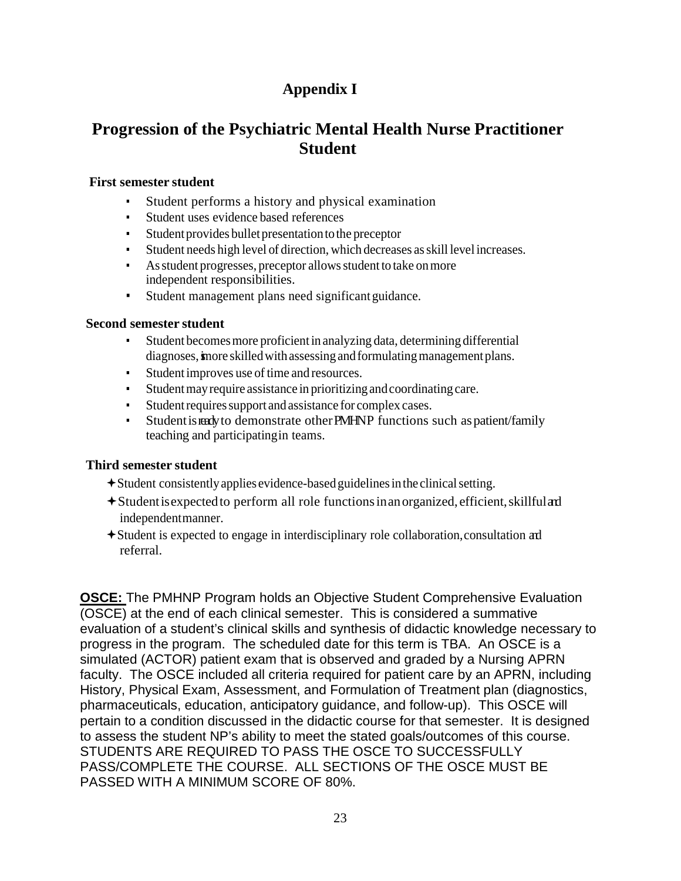# Appendix I

## Progression of the Psychiatric Mental Health Nurse Practitioner Student

**First semester student**

- Student performs a history and physical examination
- Student uses evidence based references
- Student provides bullet presentation to the preceptor
- Student needs high level of direction, which decreases as skill level increases.
- As student progresses, preceptor allows student to take on more independent responsibilities.
- Student management plans need significant guidance.

**Second semester student**

- Student becomes more proficient in analyzing data, determining differential diagnoses, is more skilled with assessing and formulating management plans.
- Student improves use of time and resources.
- Student may require assistance in prioritizing and coordinating care.
- Student requires support and assistance for complex cases.
- Student is ready to demonstrate other PMHNP functions such as patient/family teaching and participating in teams.

**Third semester student**

- ✦ Student consistently applies evidence-based guidelines in the clinical setting.
- ✦ Student is expected to perform all role functions in an organized, efficient, skillful and independent manner.
- ✦ Student is expected to engage in interdisciplinary role collaboration, consultation and referral.

**OSCE:** The PMHNP Program holds an Objective Student Comprehensive Evaluation (OSCE) at the end of each clinical semester. This is considered a summative evaluation of a student's clinical skills and synthesis of didactic knowledge necessary to progress in the program. The scheduled date for this term is TBA. An OSCE is a simulated (ACTOR) patient exam that is observed and graded by a Nursing APRN faculty. The OSCE included all criteria required for patient care by an APRN, including History, Physical Exam, Assessment, and Formulation of Treatment plan (diagnostics, pharmaceuticals, education, anticipatory guidance, and follow-up). This OSCE will pertain to a condition discussed in the didactic course for that semester. It is designed to assess the student NP's ability to meet the stated goals/outcomes of this course. STUDENTS ARE REQUIRED TO PASS THE OSCE TO SUCCESSFULLY PASS/COMPLETE THE COURSE. ALL SECTIONS OF THE OSCE MUST BE PASSED WITH A MINIMUM SCORE OF 80%.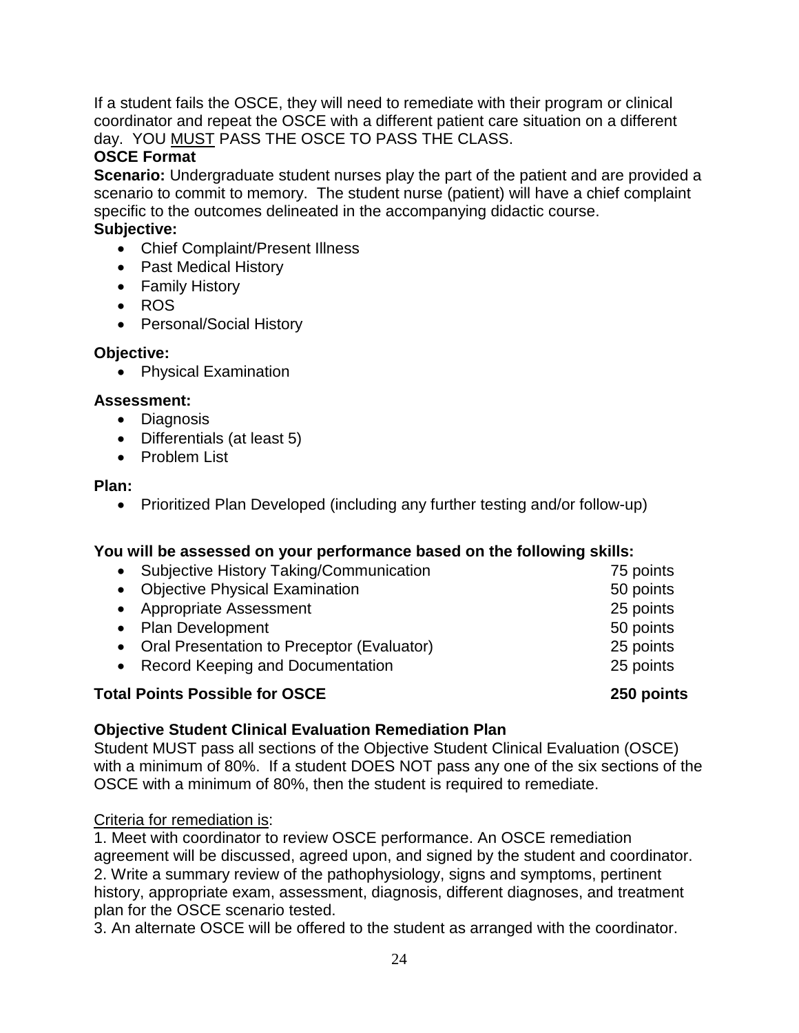If a student fails the OSCE, they will need to remediate with their program or clinical coordinator and repeat the OSCE with a different patient care situation on a different day. YOU MUST PASS THE OSCE TO PASS THE CLASS.

**OSCE Format**

**Scenario:** Undergraduate student nurses play the part of the patient and are provided a scenario to commit to memory. The student nurse (patient) will have a chief complaint specific to the outcomes delineated in the accompanying didactic course.

**Subjective:**

- Chief Complaint/Present Illness
- Past Medical History
- Family History
- ROS
- Personal/Social History

**Objective:**

- Physical Examination

**Assessment:**

- Diagnosis
- Differentials (at least 5)
- Problem List

**Plan:**

- Prioritized Plan Developed (including any further testing and/or follow-up)

**You will be assessed on your performance based on the following skills:**

| Skill | Points |
|---|---|
| Subjective History Taking/Communication | 75 points |
| Objective Physical Examination | 50 points |
| Appropriate Assessment | 25 points |
| Plan Development | 50 points |
| Oral Presentation to Preceptor (Evaluator) | 25 points |
| Record Keeping and Documentation | 25 points |
| **Total Points Possible for OSCE** | **250 points** |

**Objective Student Clinical Evaluation Remediation Plan**

Student MUST pass all sections of the Objective Student Clinical Evaluation (OSCE) with a minimum of 80%. If a student DOES NOT pass any one of the six sections of the OSCE with a minimum of 80%, then the student is required to remediate.

Criteria for remediation is:

1. Meet with coordinator to review OSCE performance. An OSCE remediation agreement will be discussed, agreed upon, and signed by the student and coordinator.
2. Write a summary review of the pathophysiology, signs and symptoms, pertinent history, appropriate exam, assessment, diagnosis, different diagnoses, and treatment plan for the OSCE scenario tested.
3. An alternate OSCE will be offered to the student as arranged with the coordinator.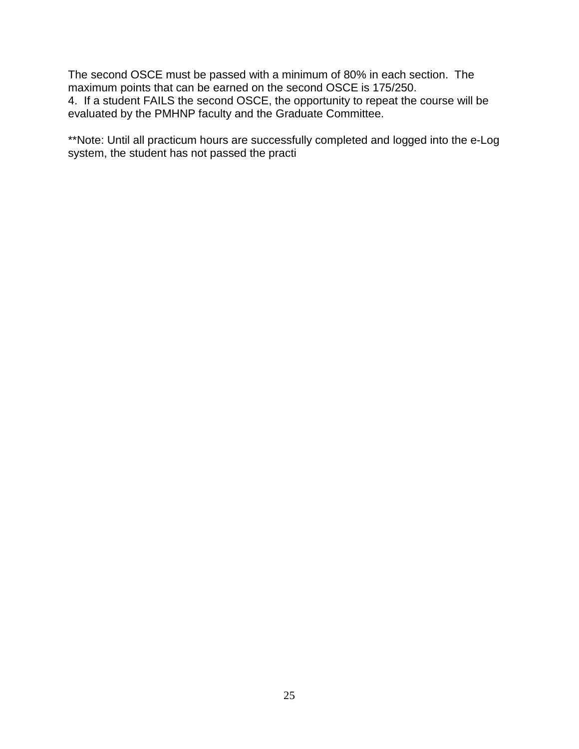The second OSCE must be passed with a minimum of 80% in each section. The maximum points that can be earned on the second OSCE is 175/250.

4. If a student FAILS the second OSCE, the opportunity to repeat the course will be evaluated by the PMHNP faculty and the Graduate Committee.

**Note: Until all practicum hours are successfully completed and logged into the e-Log system, the student has not passed the practi